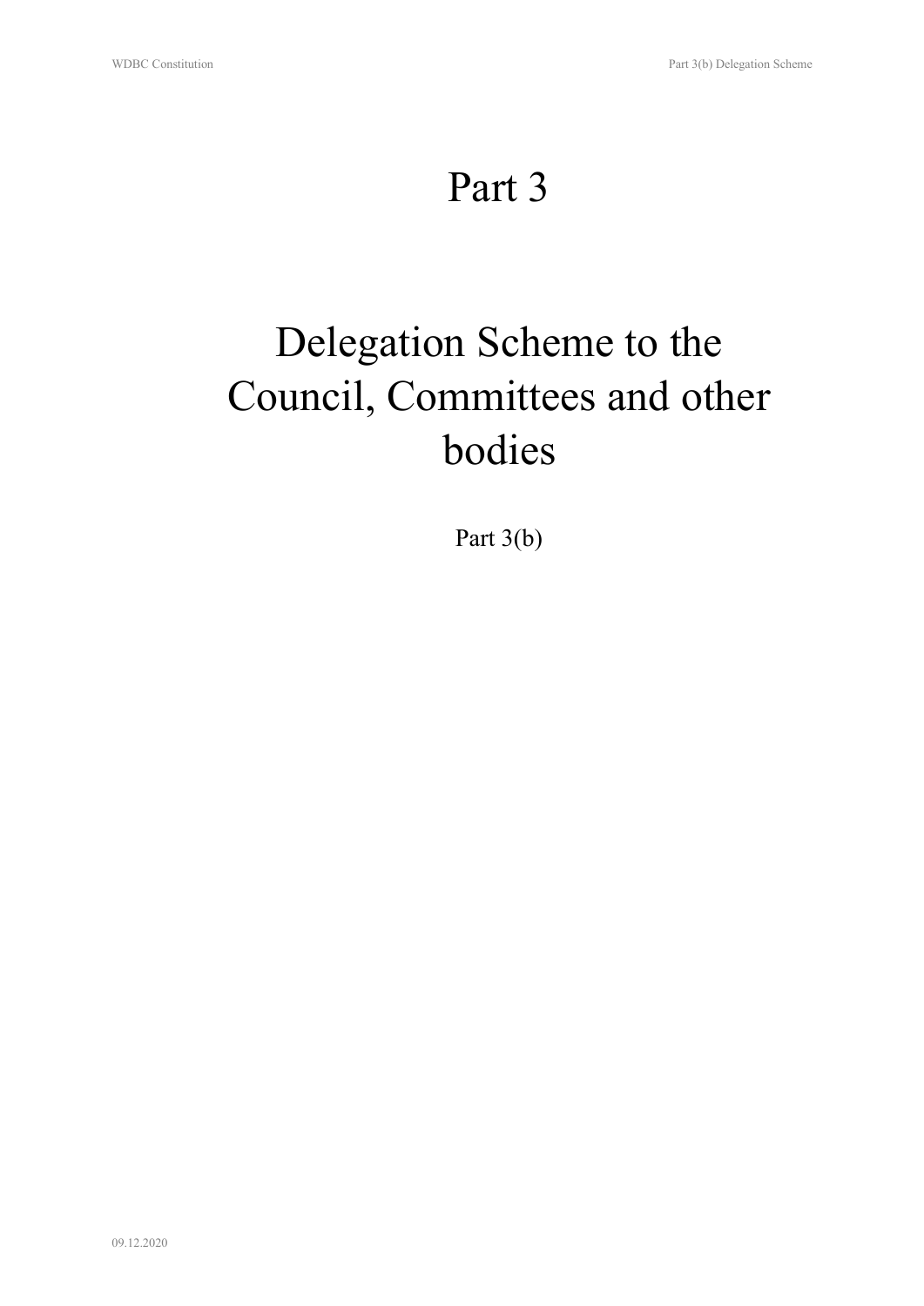# Part 3

# Delegation Scheme to the Council, Committees and other bodies

Part 3(b)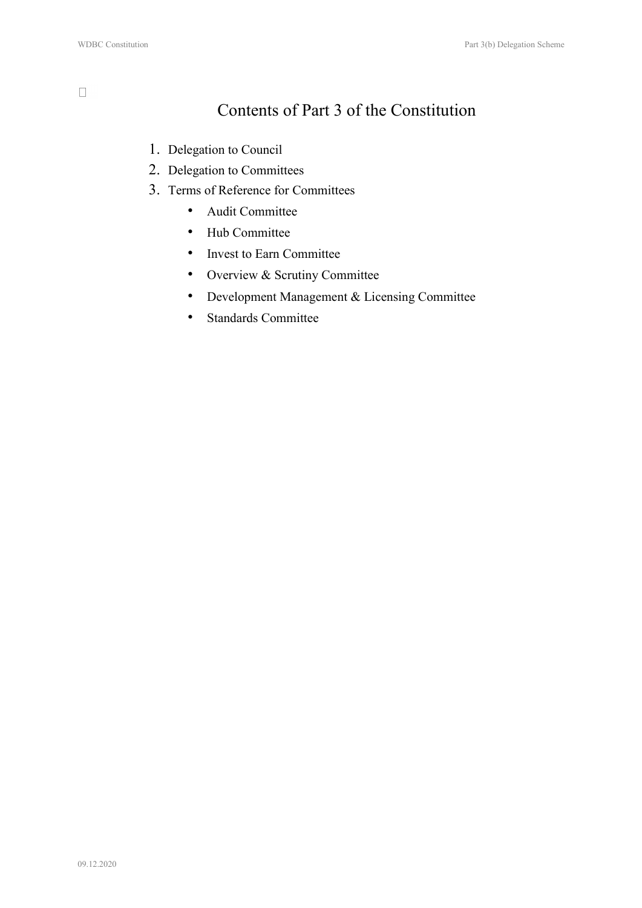# Contents of Part 3 of the Constitution

1. Delegation to Council
2. Delegation to Committees
3. Terms of Reference for Committees
    - Audit Committee
    - Hub Committee
    - Invest to Earn Committee
    - Overview & Scrutiny Committee
    - Development Management & Licensing Committee
    - Standards Committee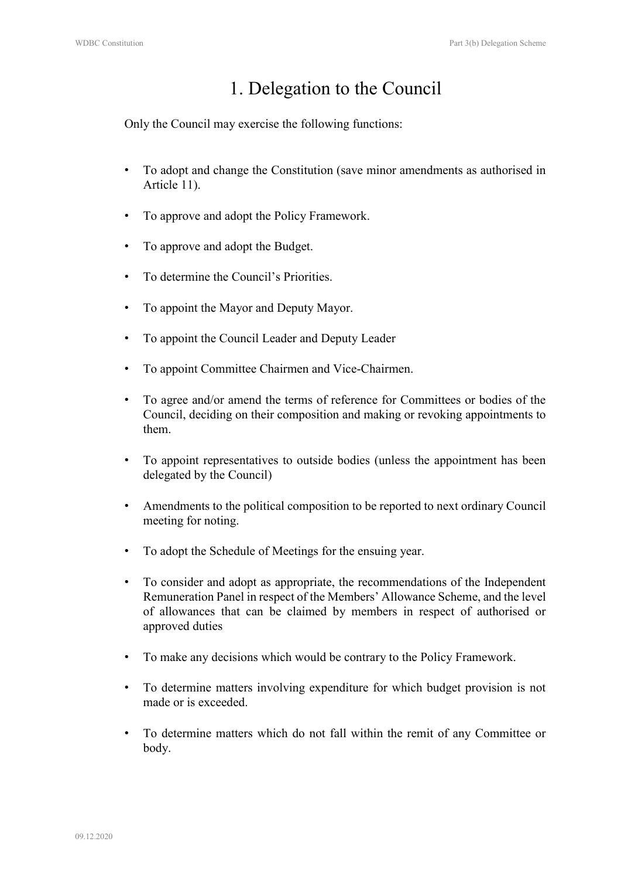# 1. Delegation to the Council

Only the Council may exercise the following functions:

- To adopt and change the Constitution (save minor amendments as authorised in Article 11).
- To approve and adopt the Policy Framework.
- To approve and adopt the Budget.
- To determine the Council's Priorities.
- To appoint the Mayor and Deputy Mayor.
- To appoint the Council Leader and Deputy Leader
- To appoint Committee Chairmen and Vice-Chairmen.
- To agree and/or amend the terms of reference for Committees or bodies of the Council, deciding on their composition and making or revoking appointments to them.
- To appoint representatives to outside bodies (unless the appointment has been delegated by the Council)
- Amendments to the political composition to be reported to next ordinary Council meeting for noting.
- To adopt the Schedule of Meetings for the ensuing year.
- To consider and adopt as appropriate, the recommendations of the Independent Remuneration Panel in respect of the Members' Allowance Scheme, and the level of allowances that can be claimed by members in respect of authorised or approved duties
- To make any decisions which would be contrary to the Policy Framework.
- To determine matters involving expenditure for which budget provision is not made or is exceeded.
- To determine matters which do not fall within the remit of any Committee or body.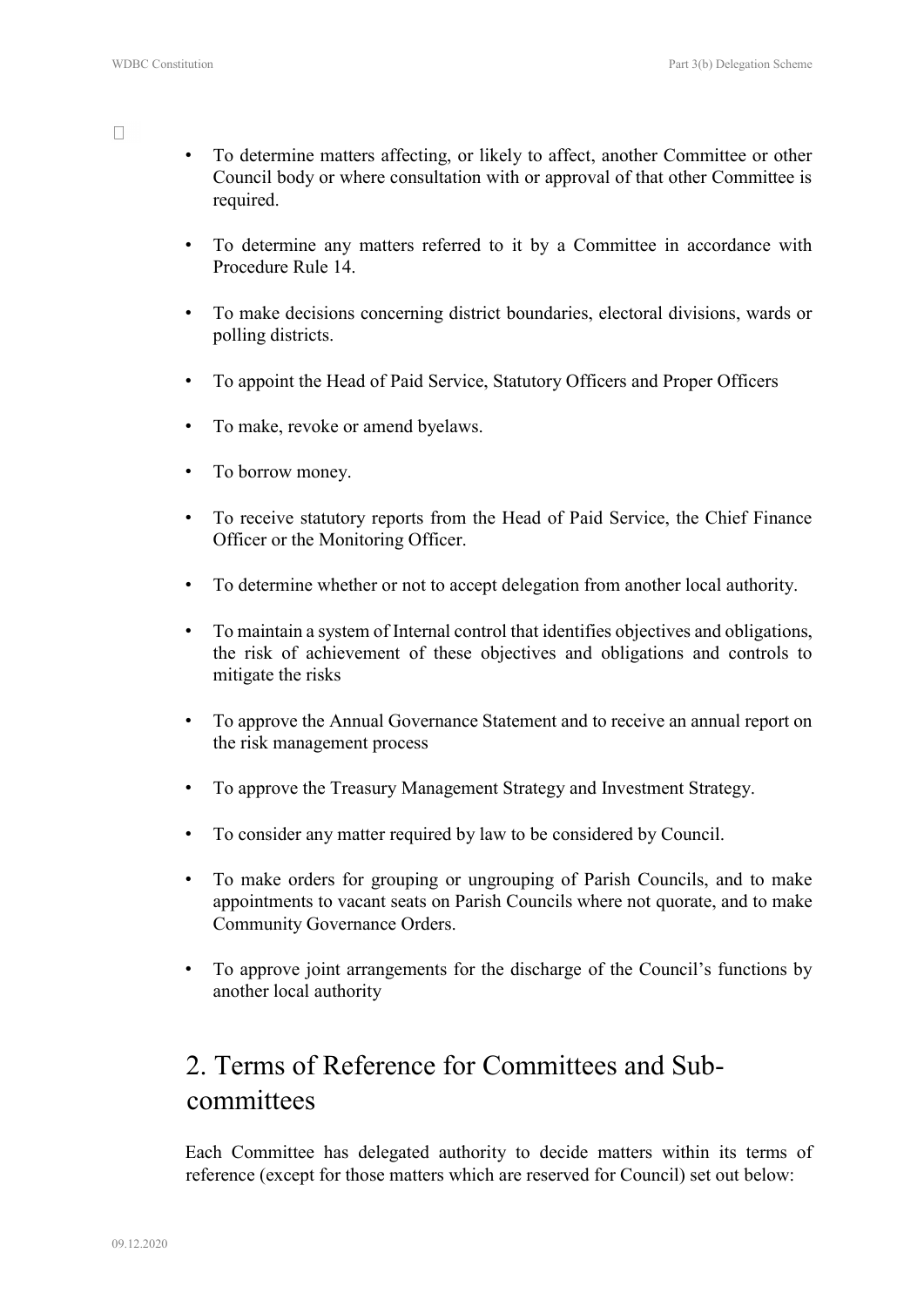- To determine matters affecting, or likely to affect, another Committee or other Council body or where consultation with or approval of that other Committee is required.

- To determine any matters referred to it by a Committee in accordance with Procedure Rule 14.

- To make decisions concerning district boundaries, electoral divisions, wards or polling districts.

- To appoint the Head of Paid Service, Statutory Officers and Proper Officers

- To make, revoke or amend byelaws.

- To borrow money.

- To receive statutory reports from the Head of Paid Service, the Chief Finance Officer or the Monitoring Officer.

- To determine whether or not to accept delegation from another local authority.

- To maintain a system of Internal control that identifies objectives and obligations, the risk of achievement of these objectives and obligations and controls to mitigate the risks

- To approve the Annual Governance Statement and to receive an annual report on the risk management process

- To approve the Treasury Management Strategy and Investment Strategy.

- To consider any matter required by law to be considered by Council.

- To make orders for grouping or ungrouping of Parish Councils, and to make appointments to vacant seats on Parish Councils where not quorate, and to make Community Governance Orders.

- To approve joint arrangements for the discharge of the Council's functions by another local authority

# 2. Terms of Reference for Committees and Sub-committees

Each Committee has delegated authority to decide matters within its terms of reference (except for those matters which are reserved for Council) set out below: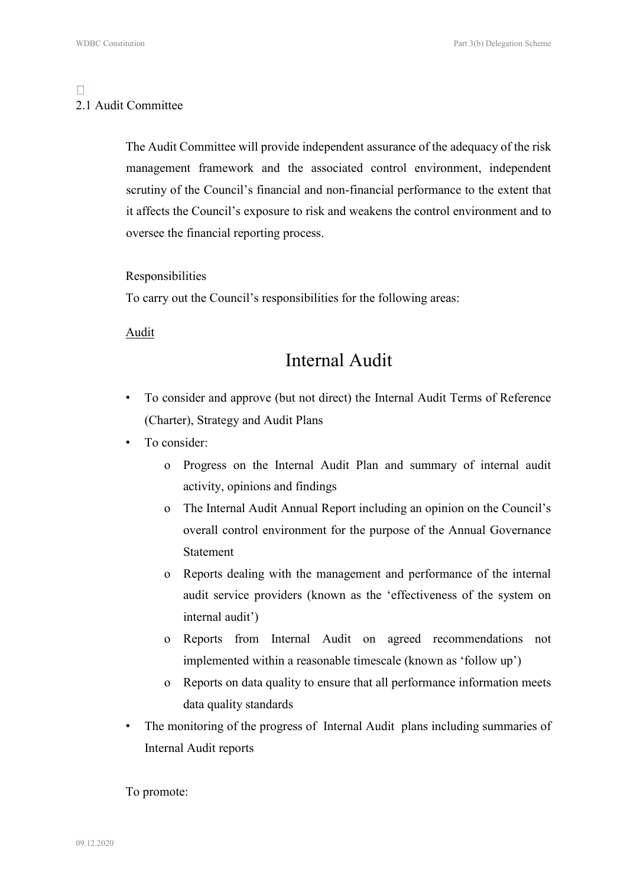## 2.1 Audit Committee

The Audit Committee will provide independent assurance of the adequacy of the risk management framework and the associated control environment, independent scrutiny of the Council's financial and non-financial performance to the extent that it affects the Council's exposure to risk and weakens the control environment and to oversee the financial reporting process.

Responsibilities

To carry out the Council's responsibilities for the following areas:

<u>Audit</u>

### Internal Audit

- To consider and approve (but not direct) the Internal Audit Terms of Reference (Charter), Strategy and Audit Plans
- To consider:
  - Progress on the Internal Audit Plan and summary of internal audit activity, opinions and findings
  - The Internal Audit Annual Report including an opinion on the Council's overall control environment for the purpose of the Annual Governance Statement
  - Reports dealing with the management and performance of the internal audit service providers (known as the 'effectiveness of the system on internal audit')
  - Reports from Internal Audit on agreed recommendations not implemented within a reasonable timescale (known as 'follow up')
  - Reports on data quality to ensure that all performance information meets data quality standards
- The monitoring of the progress of Internal Audit plans including summaries of Internal Audit reports

To promote: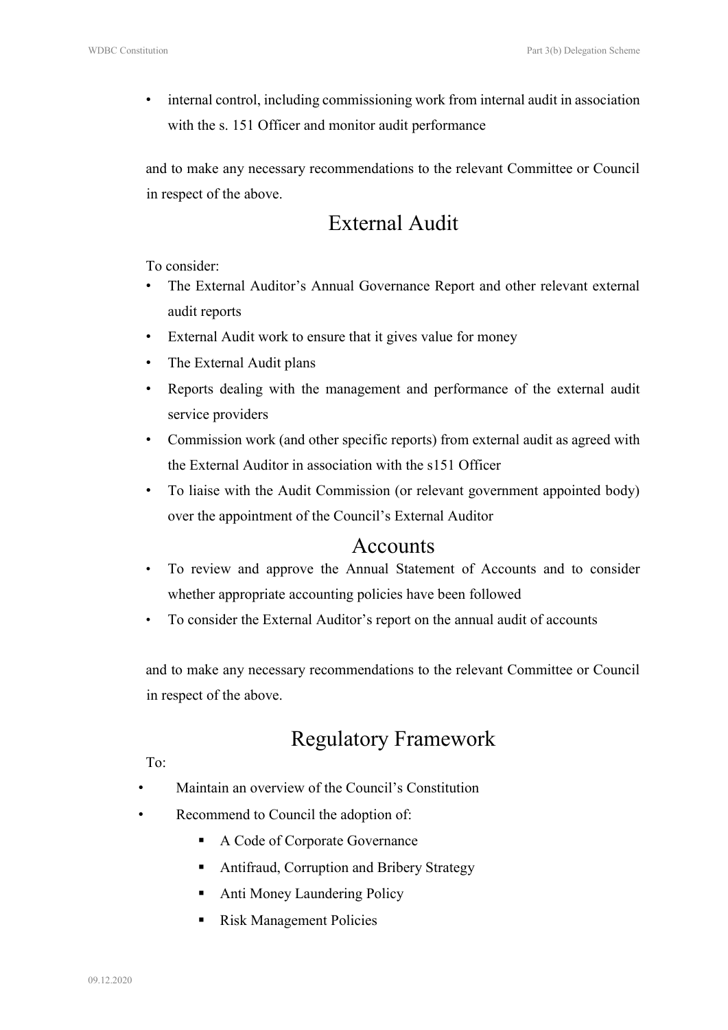- internal control, including commissioning work from internal audit in association with the s. 151 Officer and monitor audit performance

and to make any necessary recommendations to the relevant Committee or Council in respect of the above.

## External Audit

To consider:

- The External Auditor's Annual Governance Report and other relevant external audit reports
- External Audit work to ensure that it gives value for money
- The External Audit plans
- Reports dealing with the management and performance of the external audit service providers
- Commission work (and other specific reports) from external audit as agreed with the External Auditor in association with the s151 Officer
- To liaise with the Audit Commission (or relevant government appointed body) over the appointment of the Council's External Auditor

## Accounts

- To review and approve the Annual Statement of Accounts and to consider whether appropriate accounting policies have been followed
- To consider the External Auditor's report on the annual audit of accounts

and to make any necessary recommendations to the relevant Committee or Council in respect of the above.

## Regulatory Framework

To:

- Maintain an overview of the Council's Constitution
- Recommend to Council the adoption of:
    - A Code of Corporate Governance
    - Antifraud, Corruption and Bribery Strategy
    - Anti Money Laundering Policy
    - Risk Management Policies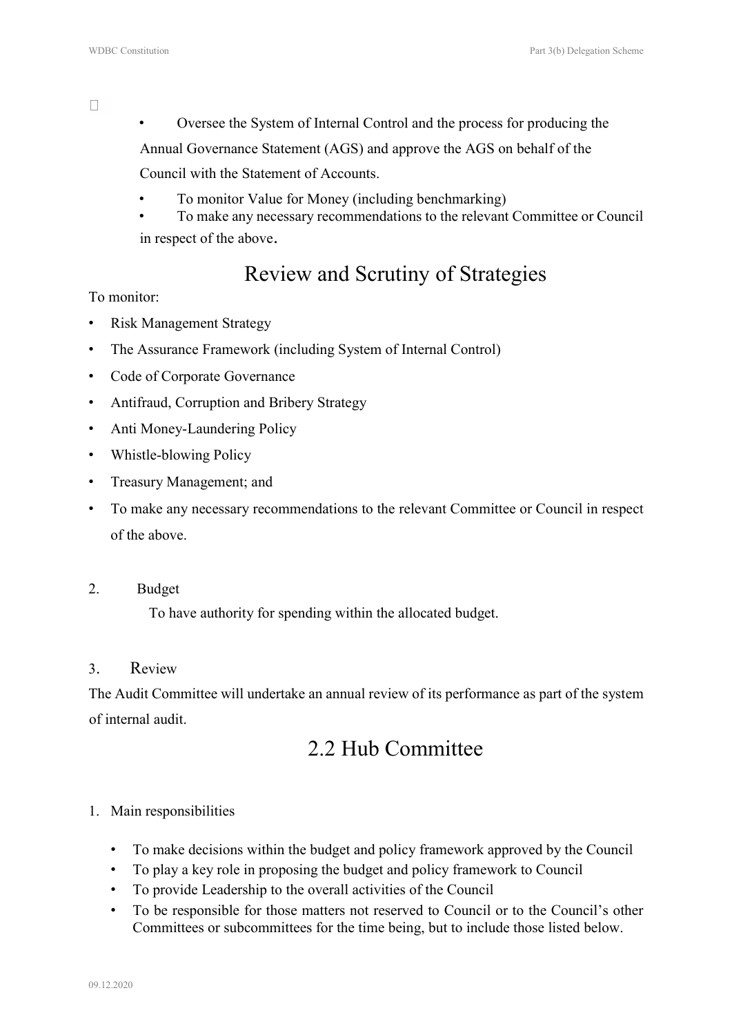- Oversee the System of Internal Control and the process for producing the Annual Governance Statement (AGS) and approve the AGS on behalf of the Council with the Statement of Accounts.
- To monitor Value for Money (including benchmarking)
- To make any necessary recommendations to the relevant Committee or Council in respect of the above.

## Review and Scrutiny of Strategies

To monitor:

- Risk Management Strategy
- The Assurance Framework (including System of Internal Control)
- Code of Corporate Governance
- Antifraud, Corruption and Bribery Strategy
- Anti Money-Laundering Policy
- Whistle-blowing Policy
- Treasury Management; and
- To make any necessary recommendations to the relevant Committee or Council in respect of the above.

2. Budget

   To have authority for spending within the allocated budget.

3. Review

The Audit Committee will undertake an annual review of its performance as part of the system of internal audit.

## 2.2 Hub Committee

1. Main responsibilities

   - To make decisions within the budget and policy framework approved by the Council
   - To play a key role in proposing the budget and policy framework to Council
   - To provide Leadership to the overall activities of the Council
   - To be responsible for those matters not reserved to Council or to the Council's other Committees or subcommittees for the time being, but to include those listed below.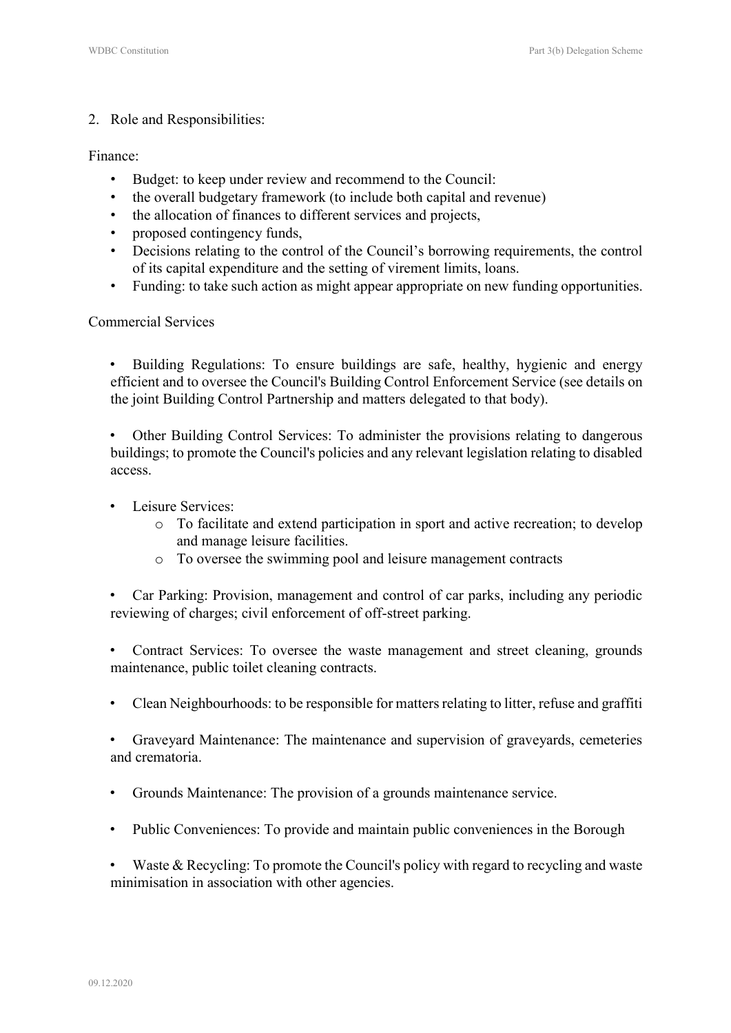2. Role and Responsibilities:

Finance:

- Budget: to keep under review and recommend to the Council:
- the overall budgetary framework (to include both capital and revenue)
- the allocation of finances to different services and projects,
- proposed contingency funds,
- Decisions relating to the control of the Council's borrowing requirements, the control of its capital expenditure and the setting of virement limits, loans.
- Funding: to take such action as might appear appropriate on new funding opportunities.

Commercial Services

- Building Regulations: To ensure buildings are safe, healthy, hygienic and energy efficient and to oversee the Council's Building Control Enforcement Service (see details on the joint Building Control Partnership and matters delegated to that body).

- Other Building Control Services: To administer the provisions relating to dangerous buildings; to promote the Council's policies and any relevant legislation relating to disabled access.

- Leisure Services:
  - To facilitate and extend participation in sport and active recreation; to develop and manage leisure facilities.
  - To oversee the swimming pool and leisure management contracts

- Car Parking: Provision, management and control of car parks, including any periodic reviewing of charges; civil enforcement of off-street parking.

- Contract Services: To oversee the waste management and street cleaning, grounds maintenance, public toilet cleaning contracts.

- Clean Neighbourhoods: to be responsible for matters relating to litter, refuse and graffiti

- Graveyard Maintenance: The maintenance and supervision of graveyards, cemeteries and crematoria.

- Grounds Maintenance: The provision of a grounds maintenance service.

- Public Conveniences: To provide and maintain public conveniences in the Borough

- Waste & Recycling: To promote the Council's policy with regard to recycling and waste minimisation in association with other agencies.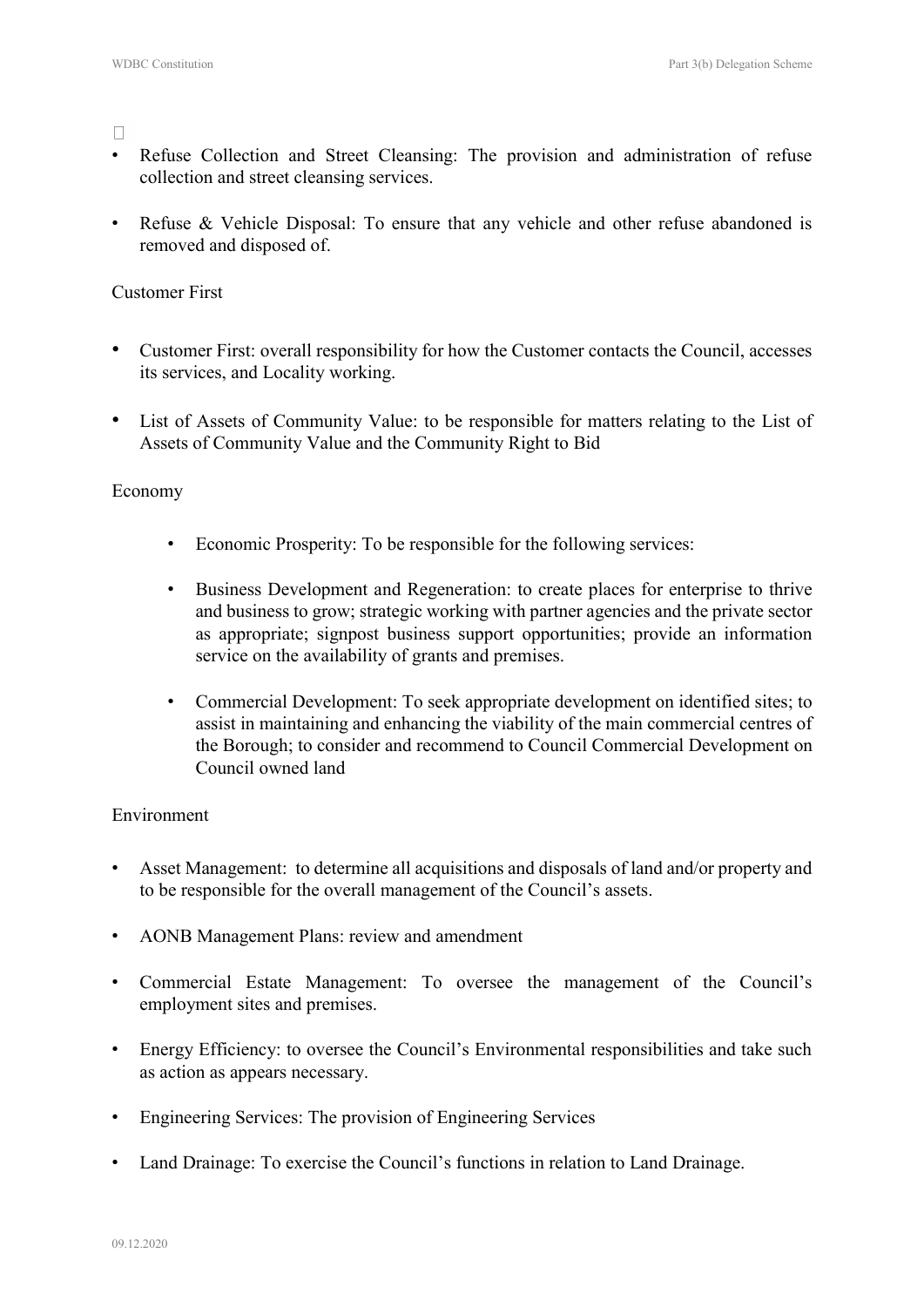- Refuse Collection and Street Cleansing: The provision and administration of refuse collection and street cleansing services.

- Refuse & Vehicle Disposal: To ensure that any vehicle and other refuse abandoned is removed and disposed of.

Customer First

- Customer First: overall responsibility for how the Customer contacts the Council, accesses its services, and Locality working.

- List of Assets of Community Value: to be responsible for matters relating to the List of Assets of Community Value and the Community Right to Bid

Economy

- Economic Prosperity: To be responsible for the following services:

- Business Development and Regeneration: to create places for enterprise to thrive and business to grow; strategic working with partner agencies and the private sector as appropriate; signpost business support opportunities; provide an information service on the availability of grants and premises.

- Commercial Development: To seek appropriate development on identified sites; to assist in maintaining and enhancing the viability of the main commercial centres of the Borough; to consider and recommend to Council Commercial Development on Council owned land

Environment

- Asset Management: to determine all acquisitions and disposals of land and/or property and to be responsible for the overall management of the Council's assets.

- AONB Management Plans: review and amendment

- Commercial Estate Management: To oversee the management of the Council's employment sites and premises.

- Energy Efficiency: to oversee the Council's Environmental responsibilities and take such as action as appears necessary.

- Engineering Services: The provision of Engineering Services

- Land Drainage: To exercise the Council's functions in relation to Land Drainage.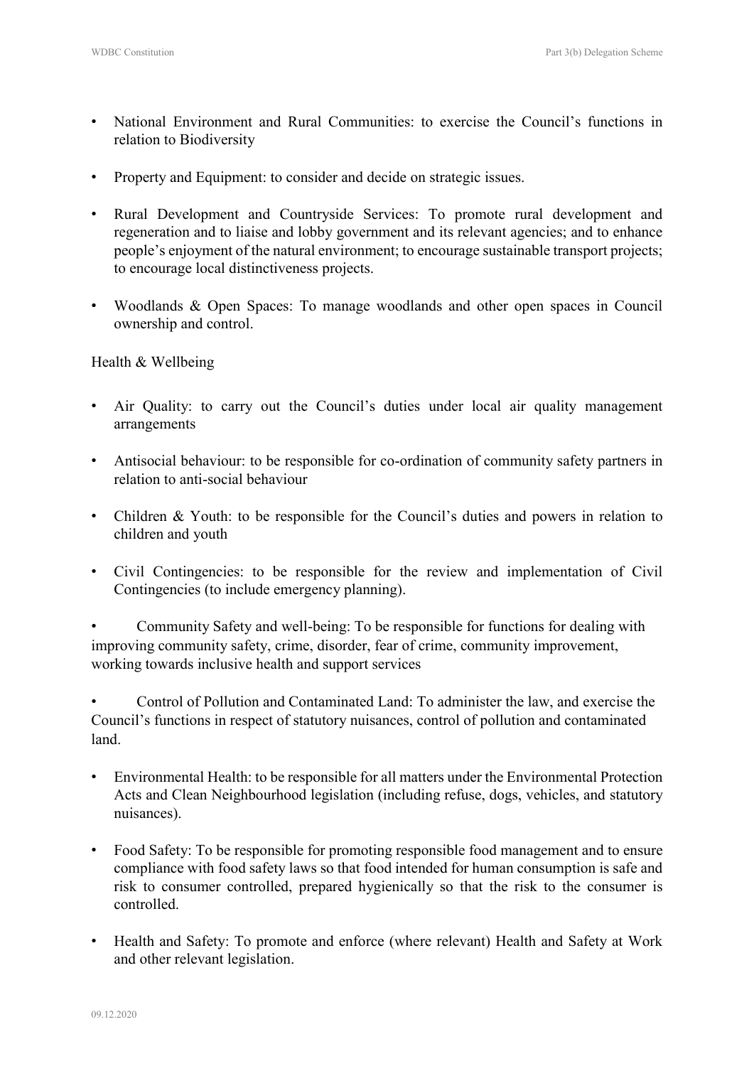- National Environment and Rural Communities: to exercise the Council's functions in relation to Biodiversity

- Property and Equipment: to consider and decide on strategic issues.

- Rural Development and Countryside Services: To promote rural development and regeneration and to liaise and lobby government and its relevant agencies; and to enhance people's enjoyment of the natural environment; to encourage sustainable transport projects; to encourage local distinctiveness projects.

- Woodlands & Open Spaces: To manage woodlands and other open spaces in Council ownership and control.

Health & Wellbeing

- Air Quality: to carry out the Council's duties under local air quality management arrangements

- Antisocial behaviour: to be responsible for co-ordination of community safety partners in relation to anti-social behaviour

- Children & Youth: to be responsible for the Council's duties and powers in relation to children and youth

- Civil Contingencies: to be responsible for the review and implementation of Civil Contingencies (to include emergency planning).

- Community Safety and well-being: To be responsible for functions for dealing with improving community safety, crime, disorder, fear of crime, community improvement, working towards inclusive health and support services

- Control of Pollution and Contaminated Land: To administer the law, and exercise the Council's functions in respect of statutory nuisances, control of pollution and contaminated land.

- Environmental Health: to be responsible for all matters under the Environmental Protection Acts and Clean Neighbourhood legislation (including refuse, dogs, vehicles, and statutory nuisances).

- Food Safety: To be responsible for promoting responsible food management and to ensure compliance with food safety laws so that food intended for human consumption is safe and risk to consumer controlled, prepared hygienically so that the risk to the consumer is controlled.

- Health and Safety: To promote and enforce (where relevant) Health and Safety at Work and other relevant legislation.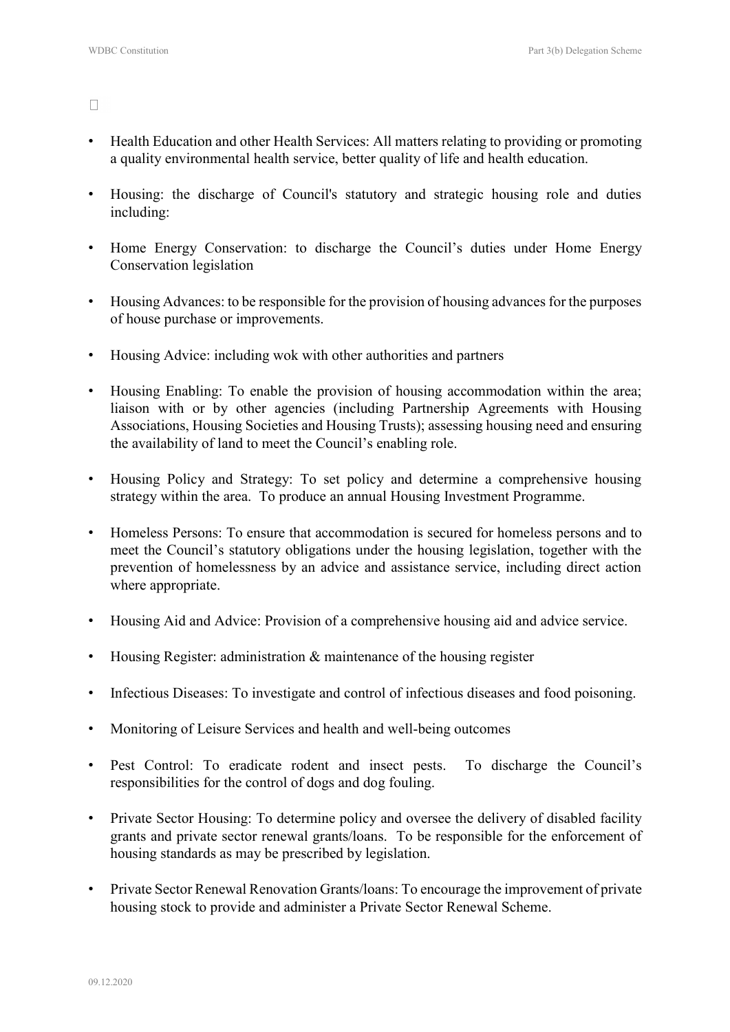- Health Education and other Health Services: All matters relating to providing or promoting a quality environmental health service, better quality of life and health education.
- Housing: the discharge of Council's statutory and strategic housing role and duties including:
- Home Energy Conservation: to discharge the Council's duties under Home Energy Conservation legislation
- Housing Advances: to be responsible for the provision of housing advances for the purposes of house purchase or improvements.
- Housing Advice: including wok with other authorities and partners
- Housing Enabling: To enable the provision of housing accommodation within the area; liaison with or by other agencies (including Partnership Agreements with Housing Associations, Housing Societies and Housing Trusts); assessing housing need and ensuring the availability of land to meet the Council's enabling role.
- Housing Policy and Strategy: To set policy and determine a comprehensive housing strategy within the area. To produce an annual Housing Investment Programme.
- Homeless Persons: To ensure that accommodation is secured for homeless persons and to meet the Council's statutory obligations under the housing legislation, together with the prevention of homelessness by an advice and assistance service, including direct action where appropriate.
- Housing Aid and Advice: Provision of a comprehensive housing aid and advice service.
- Housing Register: administration & maintenance of the housing register
- Infectious Diseases: To investigate and control of infectious diseases and food poisoning.
- Monitoring of Leisure Services and health and well-being outcomes
- Pest Control: To eradicate rodent and insect pests. To discharge the Council's responsibilities for the control of dogs and dog fouling.
- Private Sector Housing: To determine policy and oversee the delivery of disabled facility grants and private sector renewal grants/loans. To be responsible for the enforcement of housing standards as may be prescribed by legislation.
- Private Sector Renewal Renovation Grants/loans: To encourage the improvement of private housing stock to provide and administer a Private Sector Renewal Scheme.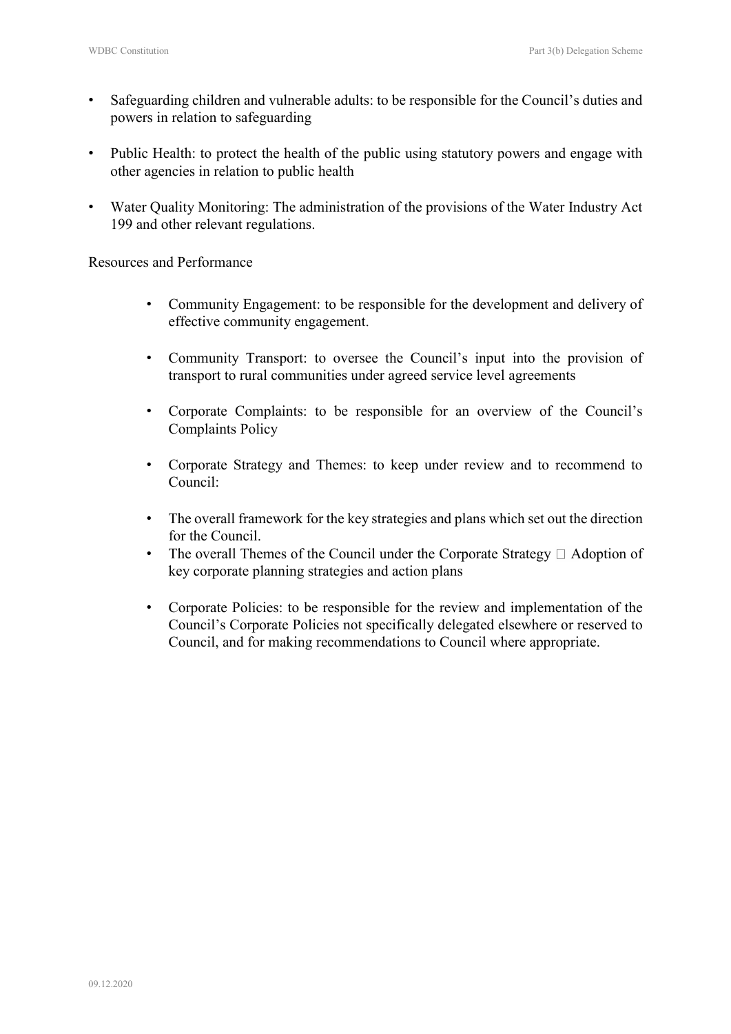- Safeguarding children and vulnerable adults: to be responsible for the Council's duties and powers in relation to safeguarding

- Public Health: to protect the health of the public using statutory powers and engage with other agencies in relation to public health

- Water Quality Monitoring: The administration of the provisions of the Water Industry Act 199 and other relevant regulations.

Resources and Performance

- Community Engagement: to be responsible for the development and delivery of effective community engagement.

- Community Transport: to oversee the Council's input into the provision of transport to rural communities under agreed service level agreements

- Corporate Complaints: to be responsible for an overview of the Council's Complaints Policy

- Corporate Strategy and Themes: to keep under review and to recommend to Council:

- The overall framework for the key strategies and plans which set out the direction for the Council.
- The overall Themes of the Council under the Corporate Strategy  Adoption of key corporate planning strategies and action plans

- Corporate Policies: to be responsible for the review and implementation of the Council's Corporate Policies not specifically delegated elsewhere or reserved to Council, and for making recommendations to Council where appropriate.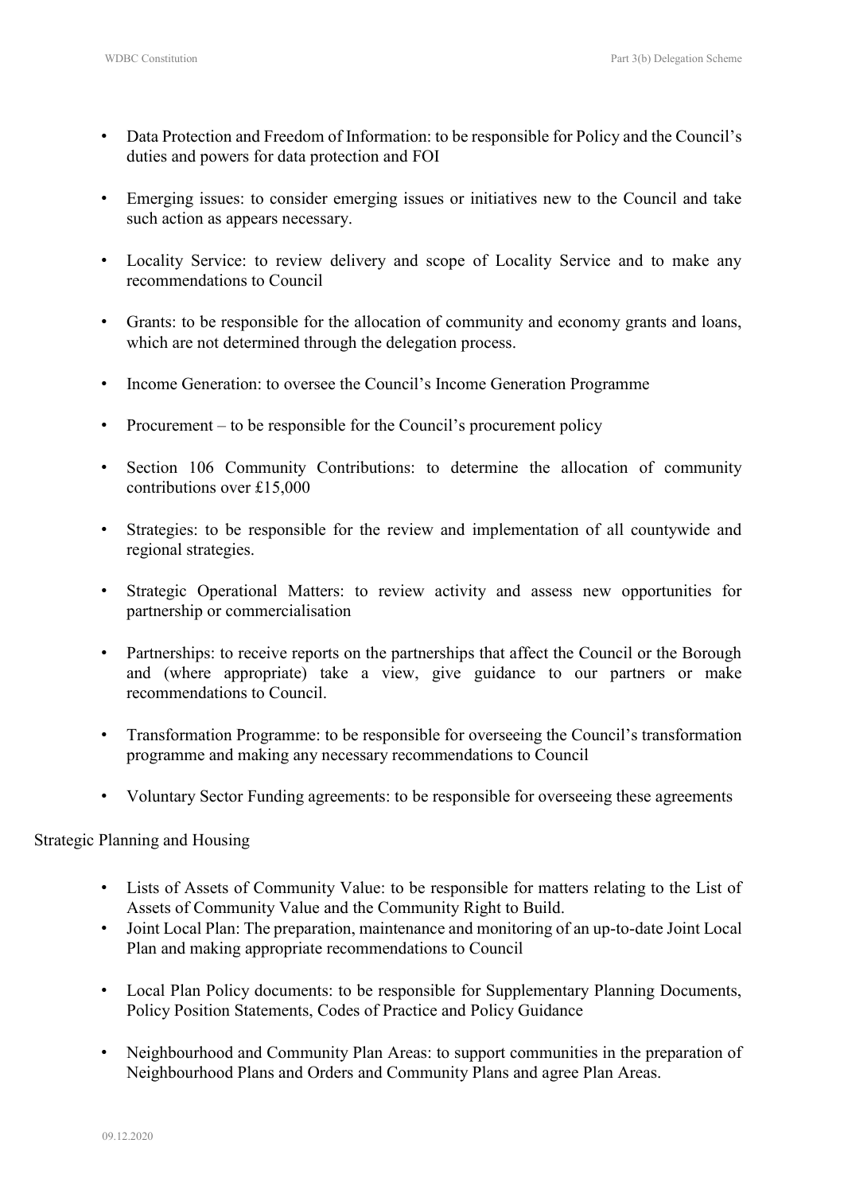- Data Protection and Freedom of Information: to be responsible for Policy and the Council's duties and powers for data protection and FOI

- Emerging issues: to consider emerging issues or initiatives new to the Council and take such action as appears necessary.

- Locality Service: to review delivery and scope of Locality Service and to make any recommendations to Council

- Grants: to be responsible for the allocation of community and economy grants and loans, which are not determined through the delegation process.

- Income Generation: to oversee the Council's Income Generation Programme

- Procurement – to be responsible for the Council's procurement policy

- Section 106 Community Contributions: to determine the allocation of community contributions over £15,000

- Strategies: to be responsible for the review and implementation of all countywide and regional strategies.

- Strategic Operational Matters: to review activity and assess new opportunities for partnership or commercialisation

- Partnerships: to receive reports on the partnerships that affect the Council or the Borough and (where appropriate) take a view, give guidance to our partners or make recommendations to Council.

- Transformation Programme: to be responsible for overseeing the Council's transformation programme and making any necessary recommendations to Council

- Voluntary Sector Funding agreements: to be responsible for overseeing these agreements

Strategic Planning and Housing

- Lists of Assets of Community Value: to be responsible for matters relating to the List of Assets of Community Value and the Community Right to Build.
- Joint Local Plan: The preparation, maintenance and monitoring of an up-to-date Joint Local Plan and making appropriate recommendations to Council

- Local Plan Policy documents: to be responsible for Supplementary Planning Documents, Policy Position Statements, Codes of Practice and Policy Guidance

- Neighbourhood and Community Plan Areas: to support communities in the preparation of Neighbourhood Plans and Orders and Community Plans and agree Plan Areas.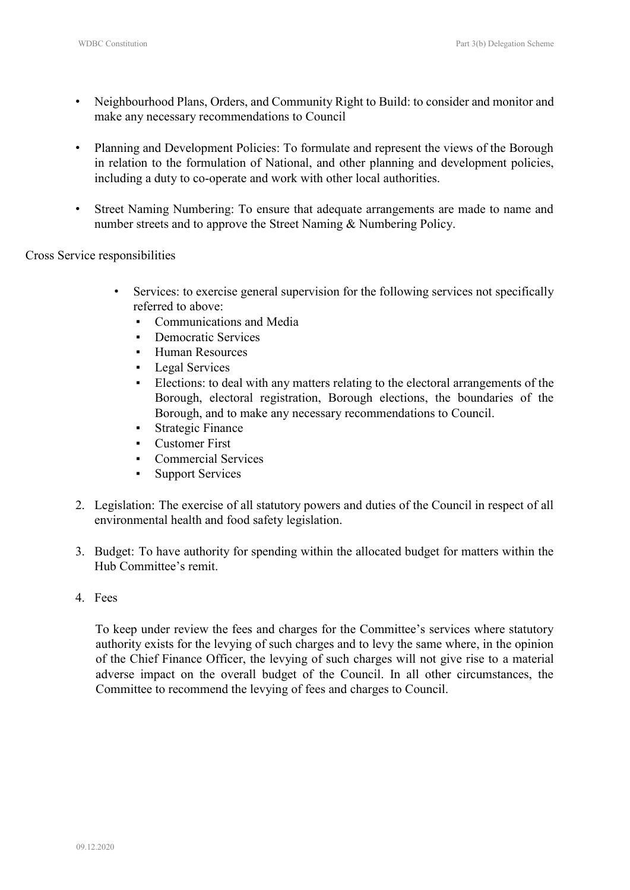- Neighbourhood Plans, Orders, and Community Right to Build: to consider and monitor and make any necessary recommendations to Council

- Planning and Development Policies: To formulate and represent the views of the Borough in relation to the formulation of National, and other planning and development policies, including a duty to co-operate and work with other local authorities.

- Street Naming Numbering: To ensure that adequate arrangements are made to name and number streets and to approve the Street Naming & Numbering Policy.

Cross Service responsibilities

- Services: to exercise general supervision for the following services not specifically referred to above:
  - Communications and Media
  - Democratic Services
  - Human Resources
  - Legal Services
  - Elections: to deal with any matters relating to the electoral arrangements of the Borough, electoral registration, Borough elections, the boundaries of the Borough, and to make any necessary recommendations to Council.
  - Strategic Finance
  - Customer First
  - Commercial Services
  - Support Services

2. Legislation: The exercise of all statutory powers and duties of the Council in respect of all environmental health and food safety legislation.

3. Budget: To have authority for spending within the allocated budget for matters within the Hub Committee's remit.

4. Fees

   To keep under review the fees and charges for the Committee's services where statutory authority exists for the levying of such charges and to levy the same where, in the opinion of the Chief Finance Officer, the levying of such charges will not give rise to a material adverse impact on the overall budget of the Council. In all other circumstances, the Committee to recommend the levying of fees and charges to Council.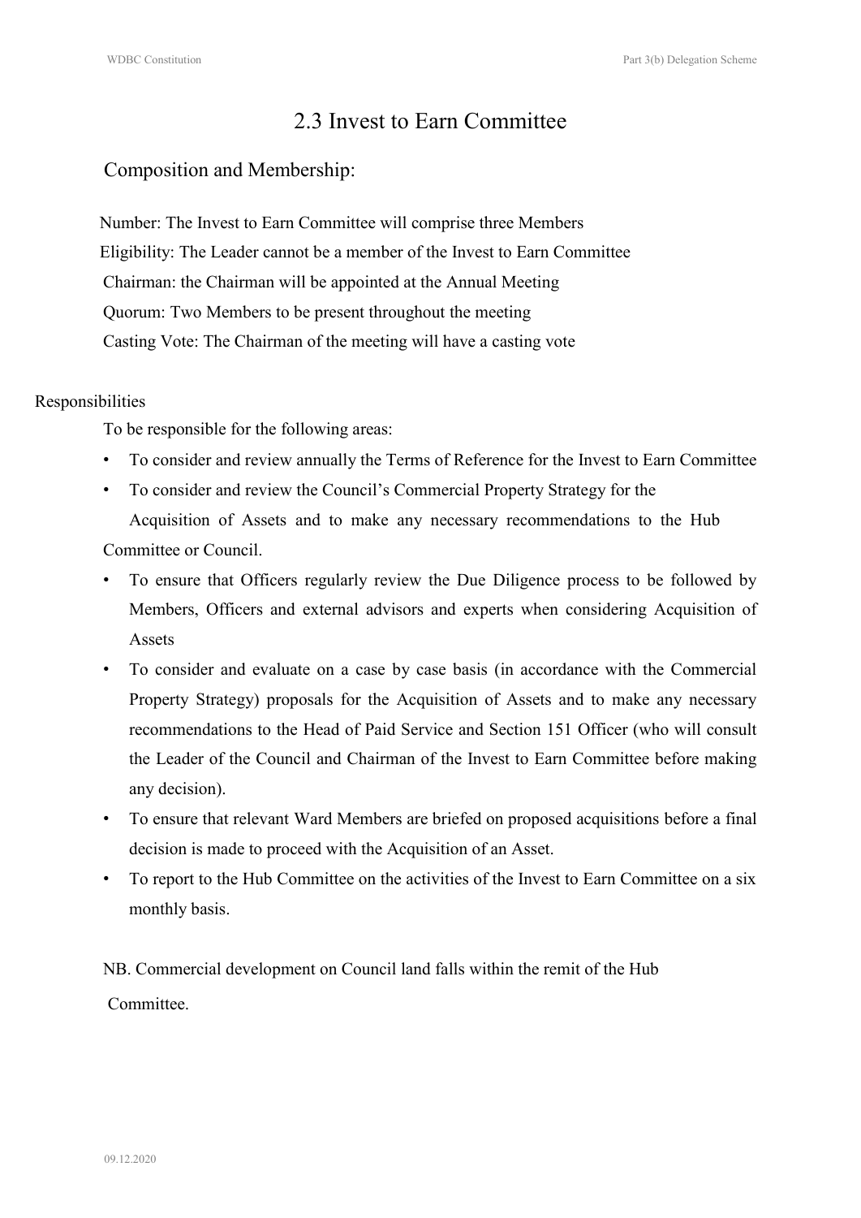## 2.3 Invest to Earn Committee

### Composition and Membership:

Number: The Invest to Earn Committee will comprise three Members

Eligibility: The Leader cannot be a member of the Invest to Earn Committee

Chairman: the Chairman will be appointed at the Annual Meeting

Quorum: Two Members to be present throughout the meeting

Casting Vote: The Chairman of the meeting will have a casting vote

Responsibilities

To be responsible for the following areas:

- To consider and review annually the Terms of Reference for the Invest to Earn Committee
- To consider and review the Council's Commercial Property Strategy for the Acquisition of Assets and to make any necessary recommendations to the Hub Committee or Council.
- To ensure that Officers regularly review the Due Diligence process to be followed by Members, Officers and external advisors and experts when considering Acquisition of Assets
- To consider and evaluate on a case by case basis (in accordance with the Commercial Property Strategy) proposals for the Acquisition of Assets and to make any necessary recommendations to the Head of Paid Service and Section 151 Officer (who will consult the Leader of the Council and Chairman of the Invest to Earn Committee before making any decision).
- To ensure that relevant Ward Members are briefed on proposed acquisitions before a final decision is made to proceed with the Acquisition of an Asset.
- To report to the Hub Committee on the activities of the Invest to Earn Committee on a six monthly basis.

NB. Commercial development on Council land falls within the remit of the Hub Committee.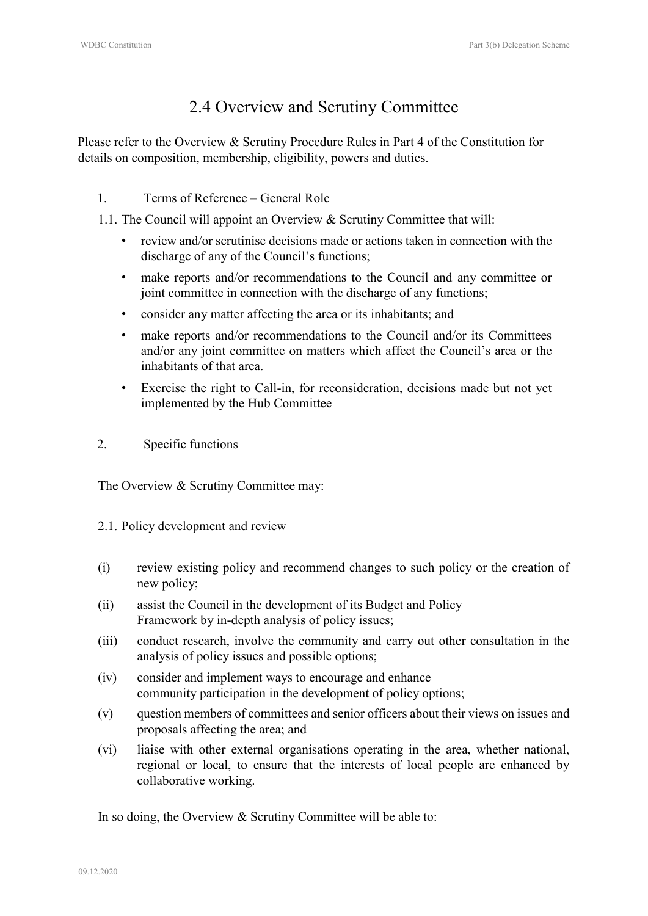# 2.4 Overview and Scrutiny Committee

Please refer to the Overview & Scrutiny Procedure Rules in Part 4 of the Constitution for details on composition, membership, eligibility, powers and duties.

1. Terms of Reference – General Role

1.1. The Council will appoint an Overview & Scrutiny Committee that will:

- review and/or scrutinise decisions made or actions taken in connection with the discharge of any of the Council's functions;
- make reports and/or recommendations to the Council and any committee or joint committee in connection with the discharge of any functions;
- consider any matter affecting the area or its inhabitants; and
- make reports and/or recommendations to the Council and/or its Committees and/or any joint committee on matters which affect the Council's area or the inhabitants of that area.
- Exercise the right to Call-in, for reconsideration, decisions made but not yet implemented by the Hub Committee

2. Specific functions

The Overview & Scrutiny Committee may:

2.1. Policy development and review

(i) review existing policy and recommend changes to such policy or the creation of new policy;

(ii) assist the Council in the development of its Budget and Policy Framework by in-depth analysis of policy issues;

(iii) conduct research, involve the community and carry out other consultation in the analysis of policy issues and possible options;

(iv) consider and implement ways to encourage and enhance community participation in the development of policy options;

(v) question members of committees and senior officers about their views on issues and proposals affecting the area; and

(vi) liaise with other external organisations operating in the area, whether national, regional or local, to ensure that the interests of local people are enhanced by collaborative working.

In so doing, the Overview & Scrutiny Committee will be able to: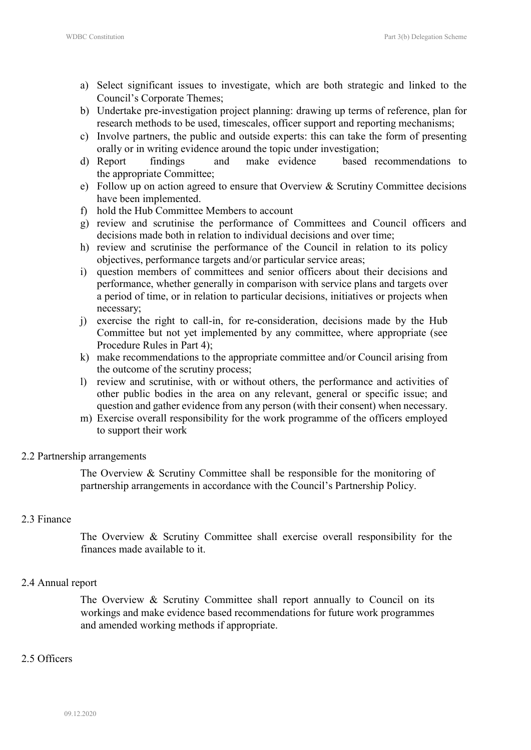a) Select significant issues to investigate, which are both strategic and linked to the Council's Corporate Themes;
b) Undertake pre-investigation project planning: drawing up terms of reference, plan for research methods to be used, timescales, officer support and reporting mechanisms;
c) Involve partners, the public and outside experts: this can take the form of presenting orally or in writing evidence around the topic under investigation;
d) Report findings and make evidence based recommendations to the appropriate Committee;
e) Follow up on action agreed to ensure that Overview & Scrutiny Committee decisions have been implemented.
f) hold the Hub Committee Members to account
g) review and scrutinise the performance of Committees and Council officers and decisions made both in relation to individual decisions and over time;
h) review and scrutinise the performance of the Council in relation to its policy objectives, performance targets and/or particular service areas;
i) question members of committees and senior officers about their decisions and performance, whether generally in comparison with service plans and targets over a period of time, or in relation to particular decisions, initiatives or projects when necessary;
j) exercise the right to call-in, for re-consideration, decisions made by the Hub Committee but not yet implemented by any committee, where appropriate (see Procedure Rules in Part 4);
k) make recommendations to the appropriate committee and/or Council arising from the outcome of the scrutiny process;
l) review and scrutinise, with or without others, the performance and activities of other public bodies in the area on any relevant, general or specific issue; and question and gather evidence from any person (with their consent) when necessary.
m) Exercise overall responsibility for the work programme of the officers employed to support their work

2.2 Partnership arrangements

The Overview & Scrutiny Committee shall be responsible for the monitoring of partnership arrangements in accordance with the Council's Partnership Policy.

2.3 Finance

The Overview & Scrutiny Committee shall exercise overall responsibility for the finances made available to it.

2.4 Annual report

The Overview & Scrutiny Committee shall report annually to Council on its workings and make evidence based recommendations for future work programmes and amended working methods if appropriate.

2.5 Officers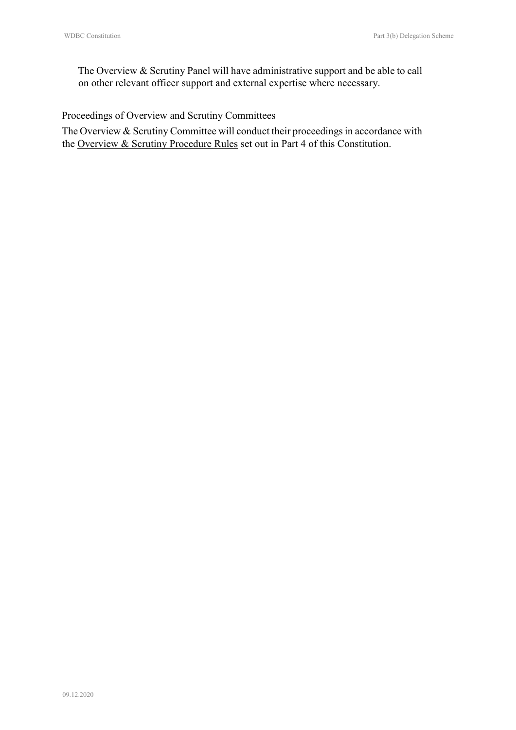The Overview & Scrutiny Panel will have administrative support and be able to call on other relevant officer support and external expertise where necessary.

### Proceedings of Overview and Scrutiny Committees

The Overview & Scrutiny Committee will conduct their proceedings in accordance with the Overview & Scrutiny Procedure Rules set out in Part 4 of this Constitution.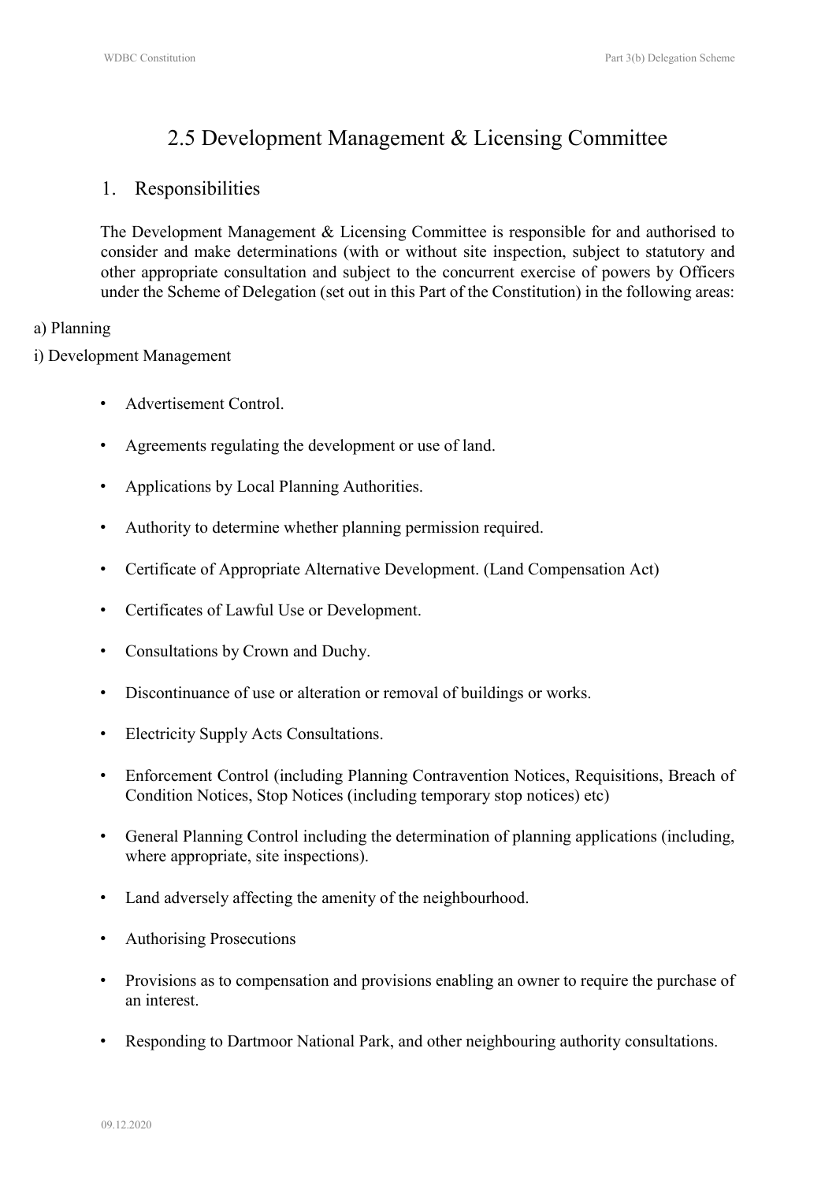# 2.5 Development Management & Licensing Committee

## 1. Responsibilities

The Development Management & Licensing Committee is responsible for and authorised to consider and make determinations (with or without site inspection, subject to statutory and other appropriate consultation and subject to the concurrent exercise of powers by Officers under the Scheme of Delegation (set out in this Part of the Constitution) in the following areas:

a) Planning

i) Development Management

- Advertisement Control.
- Agreements regulating the development or use of land.
- Applications by Local Planning Authorities.
- Authority to determine whether planning permission required.
- Certificate of Appropriate Alternative Development. (Land Compensation Act)
- Certificates of Lawful Use or Development.
- Consultations by Crown and Duchy.
- Discontinuance of use or alteration or removal of buildings or works.
- Electricity Supply Acts Consultations.
- Enforcement Control (including Planning Contravention Notices, Requisitions, Breach of Condition Notices, Stop Notices (including temporary stop notices) etc)
- General Planning Control including the determination of planning applications (including, where appropriate, site inspections).
- Land adversely affecting the amenity of the neighbourhood.
- Authorising Prosecutions
- Provisions as to compensation and provisions enabling an owner to require the purchase of an interest.
- Responding to Dartmoor National Park, and other neighbouring authority consultations.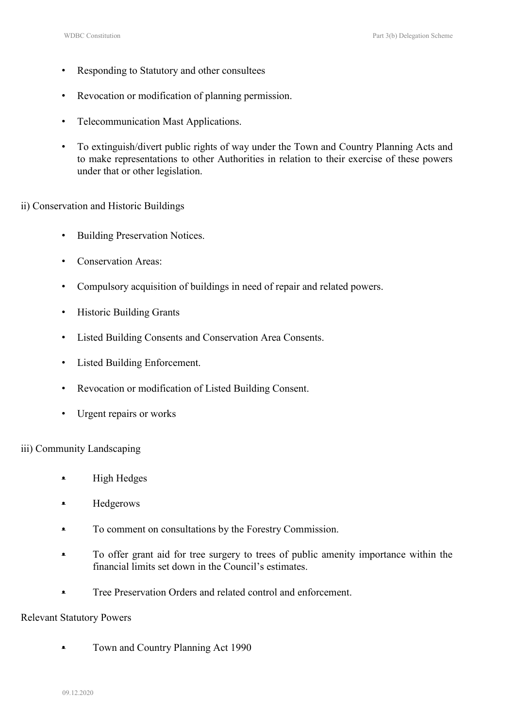- Responding to Statutory and other consultees
- Revocation or modification of planning permission.
- Telecommunication Mast Applications.
- To extinguish/divert public rights of way under the Town and Country Planning Acts and to make representations to other Authorities in relation to their exercise of these powers under that or other legislation.

ii) Conservation and Historic Buildings

- Building Preservation Notices.
- Conservation Areas:
- Compulsory acquisition of buildings in need of repair and related powers.
- Historic Building Grants
- Listed Building Consents and Conservation Area Consents.
- Listed Building Enforcement.
- Revocation or modification of Listed Building Consent.
- Urgent repairs or works

iii) Community Landscaping

- High Hedges
- Hedgerows
- To comment on consultations by the Forestry Commission.
- To offer grant aid for tree surgery to trees of public amenity importance within the financial limits set down in the Council's estimates.
- Tree Preservation Orders and related control and enforcement.

Relevant Statutory Powers

- Town and Country Planning Act 1990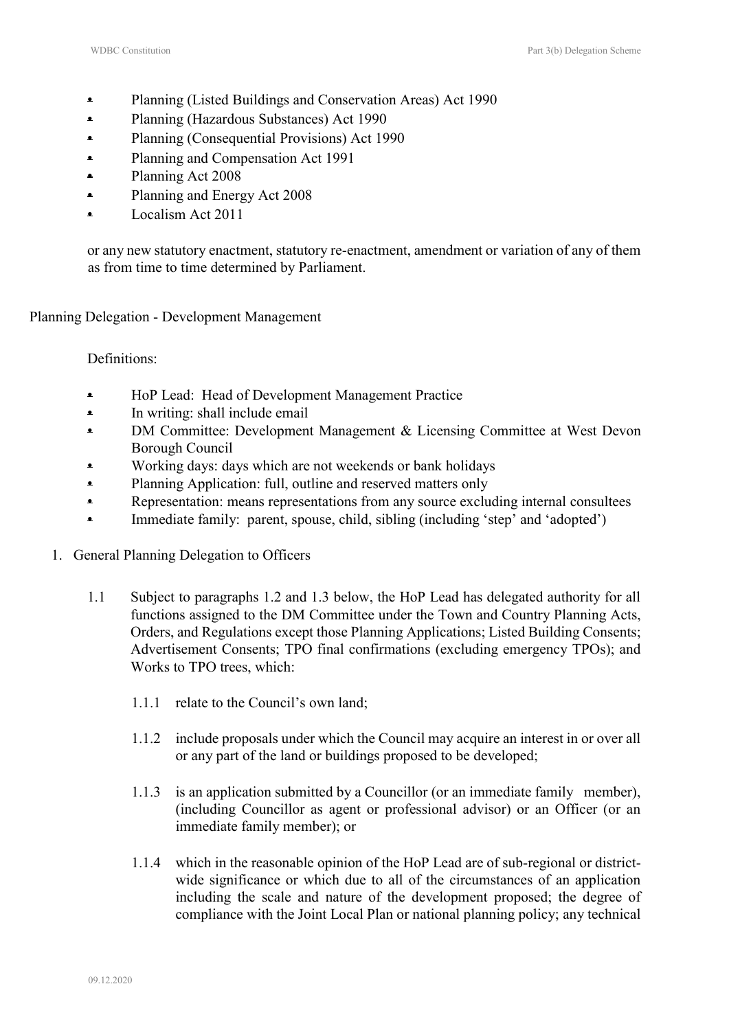- Planning (Listed Buildings and Conservation Areas) Act 1990
- Planning (Hazardous Substances) Act 1990
- Planning (Consequential Provisions) Act 1990
- Planning and Compensation Act 1991
- Planning Act 2008
- Planning and Energy Act 2008
- Localism Act 2011

or any new statutory enactment, statutory re-enactment, amendment or variation of any of them as from time to time determined by Parliament.

## Planning Delegation - Development Management

Definitions:

- HoP Lead: Head of Development Management Practice
- In writing: shall include email
- DM Committee: Development Management & Licensing Committee at West Devon Borough Council
- Working days: days which are not weekends or bank holidays
- Planning Application: full, outline and reserved matters only
- Representation: means representations from any source excluding internal consultees
- Immediate family: parent, spouse, child, sibling (including 'step' and 'adopted')

1. General Planning Delegation to Officers

1.1 Subject to paragraphs 1.2 and 1.3 below, the HoP Lead has delegated authority for all functions assigned to the DM Committee under the Town and Country Planning Acts, Orders, and Regulations except those Planning Applications; Listed Building Consents; Advertisement Consents; TPO final confirmations (excluding emergency TPOs); and Works to TPO trees, which:

1.1.1 relate to the Council's own land;

1.1.2 include proposals under which the Council may acquire an interest in or over all or any part of the land or buildings proposed to be developed;

1.1.3 is an application submitted by a Councillor (or an immediate family member), (including Councillor as agent or professional advisor) or an Officer (or an immediate family member); or

1.1.4 which in the reasonable opinion of the HoP Lead are of sub-regional or district-wide significance or which due to all of the circumstances of an application including the scale and nature of the development proposed; the degree of compliance with the Joint Local Plan or national planning policy; any technical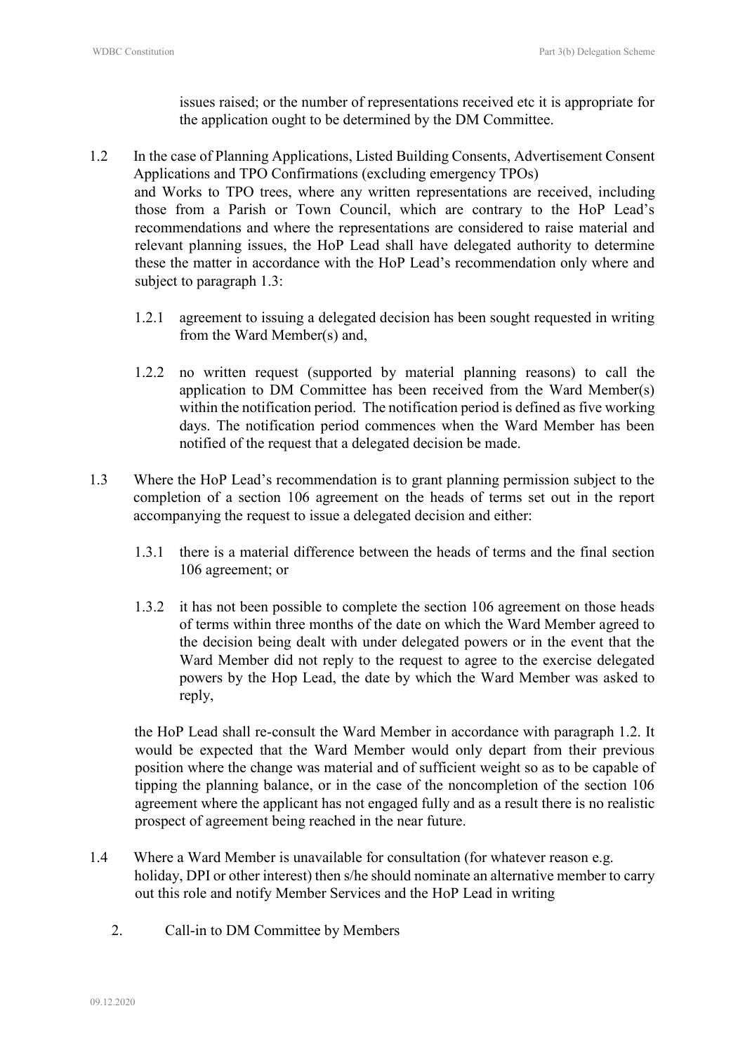issues raised; or the number of representations received etc it is appropriate for the application ought to be determined by the DM Committee.

1.2 In the case of Planning Applications, Listed Building Consents, Advertisement Consent Applications and TPO Confirmations (excluding emergency TPOs) and Works to TPO trees, where any written representations are received, including those from a Parish or Town Council, which are contrary to the HoP Lead's recommendations and where the representations are considered to raise material and relevant planning issues, the HoP Lead shall have delegated authority to determine these the matter in accordance with the HoP Lead's recommendation only where and subject to paragraph 1.3:

1.2.1 agreement to issuing a delegated decision has been sought requested in writing from the Ward Member(s) and,

1.2.2 no written request (supported by material planning reasons) to call the application to DM Committee has been received from the Ward Member(s) within the notification period. The notification period is defined as five working days. The notification period commences when the Ward Member has been notified of the request that a delegated decision be made.

1.3 Where the HoP Lead's recommendation is to grant planning permission subject to the completion of a section 106 agreement on the heads of terms set out in the report accompanying the request to issue a delegated decision and either:

1.3.1 there is a material difference between the heads of terms and the final section 106 agreement; or

1.3.2 it has not been possible to complete the section 106 agreement on those heads of terms within three months of the date on which the Ward Member agreed to the decision being dealt with under delegated powers or in the event that the Ward Member did not reply to the request to agree to the exercise delegated powers by the Hop Lead, the date by which the Ward Member was asked to reply,

the HoP Lead shall re-consult the Ward Member in accordance with paragraph 1.2. It would be expected that the Ward Member would only depart from their previous position where the change was material and of sufficient weight so as to be capable of tipping the planning balance, or in the case of the noncompletion of the section 106 agreement where the applicant has not engaged fully and as a result there is no realistic prospect of agreement being reached in the near future.

1.4 Where a Ward Member is unavailable for consultation (for whatever reason e.g. holiday, DPI or other interest) then s/he should nominate an alternative member to carry out this role and notify Member Services and the HoP Lead in writing

2. Call-in to DM Committee by Members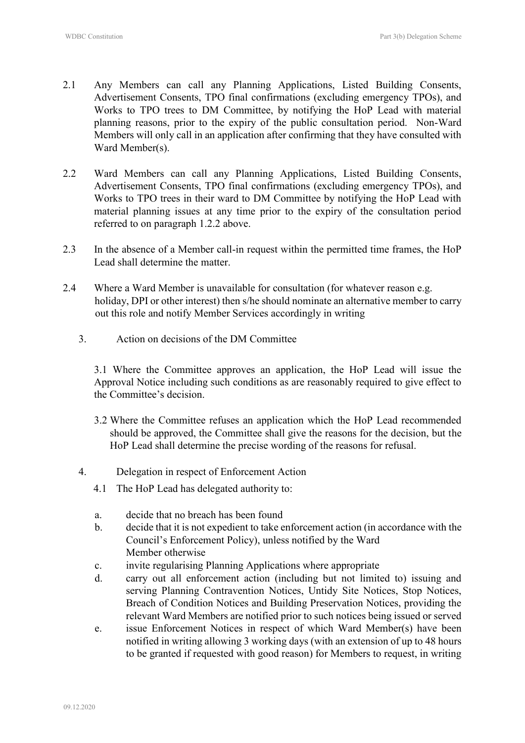2.1 Any Members can call any Planning Applications, Listed Building Consents, Advertisement Consents, TPO final confirmations (excluding emergency TPOs), and Works to TPO trees to DM Committee, by notifying the HoP Lead with material planning reasons, prior to the expiry of the public consultation period. Non-Ward Members will only call in an application after confirming that they have consulted with Ward Member(s).

2.2 Ward Members can call any Planning Applications, Listed Building Consents, Advertisement Consents, TPO final confirmations (excluding emergency TPOs), and Works to TPO trees in their ward to DM Committee by notifying the HoP Lead with material planning issues at any time prior to the expiry of the consultation period referred to on paragraph 1.2.2 above.

2.3 In the absence of a Member call-in request within the permitted time frames, the HoP Lead shall determine the matter.

2.4 Where a Ward Member is unavailable for consultation (for whatever reason e.g. holiday, DPI or other interest) then s/he should nominate an alternative member to carry out this role and notify Member Services accordingly in writing

3. Action on decisions of the DM Committee

3.1 Where the Committee approves an application, the HoP Lead will issue the Approval Notice including such conditions as are reasonably required to give effect to the Committee's decision.

3.2 Where the Committee refuses an application which the HoP Lead recommended should be approved, the Committee shall give the reasons for the decision, but the HoP Lead shall determine the precise wording of the reasons for refusal.

4. Delegation in respect of Enforcement Action

4.1 The HoP Lead has delegated authority to:

a. decide that no breach has been found
b. decide that it is not expedient to take enforcement action (in accordance with the Council's Enforcement Policy), unless notified by the Ward Member otherwise
c. invite regularising Planning Applications where appropriate
d. carry out all enforcement action (including but not limited to) issuing and serving Planning Contravention Notices, Untidy Site Notices, Stop Notices, Breach of Condition Notices and Building Preservation Notices, providing the relevant Ward Members are notified prior to such notices being issued or served
e. issue Enforcement Notices in respect of which Ward Member(s) have been notified in writing allowing 3 working days (with an extension of up to 48 hours to be granted if requested with good reason) for Members to request, in writing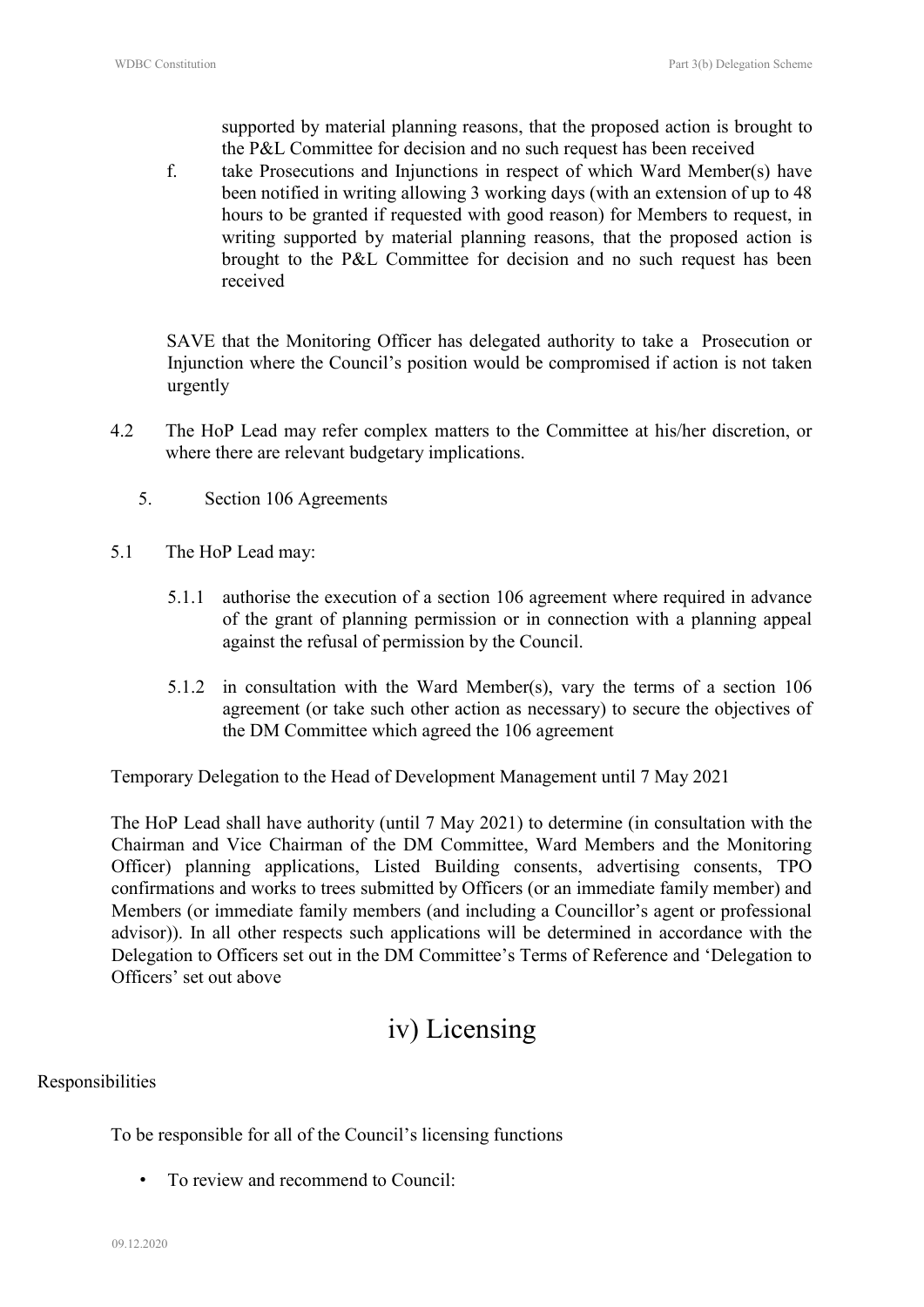supported by material planning reasons, that the proposed action is brought to the P&L Committee for decision and no such request has been received

f. take Prosecutions and Injunctions in respect of which Ward Member(s) have been notified in writing allowing 3 working days (with an extension of up to 48 hours to be granted if requested with good reason) for Members to request, in writing supported by material planning reasons, that the proposed action is brought to the P&L Committee for decision and no such request has been received

SAVE that the Monitoring Officer has delegated authority to take a Prosecution or Injunction where the Council's position would be compromised if action is not taken urgently

4.2 The HoP Lead may refer complex matters to the Committee at his/her discretion, or where there are relevant budgetary implications.

5. Section 106 Agreements

5.1 The HoP Lead may:

5.1.1 authorise the execution of a section 106 agreement where required in advance of the grant of planning permission or in connection with a planning appeal against the refusal of permission by the Council.

5.1.2 in consultation with the Ward Member(s), vary the terms of a section 106 agreement (or take such other action as necessary) to secure the objectives of the DM Committee which agreed the 106 agreement

Temporary Delegation to the Head of Development Management until 7 May 2021

The HoP Lead shall have authority (until 7 May 2021) to determine (in consultation with the Chairman and Vice Chairman of the DM Committee, Ward Members and the Monitoring Officer) planning applications, Listed Building consents, advertising consents, TPO confirmations and works to trees submitted by Officers (or an immediate family member) and Members (or immediate family members (and including a Councillor's agent or professional advisor)). In all other respects such applications will be determined in accordance with the Delegation to Officers set out in the DM Committee's Terms of Reference and 'Delegation to Officers' set out above

# iv) Licensing

Responsibilities

To be responsible for all of the Council's licensing functions

- To review and recommend to Council: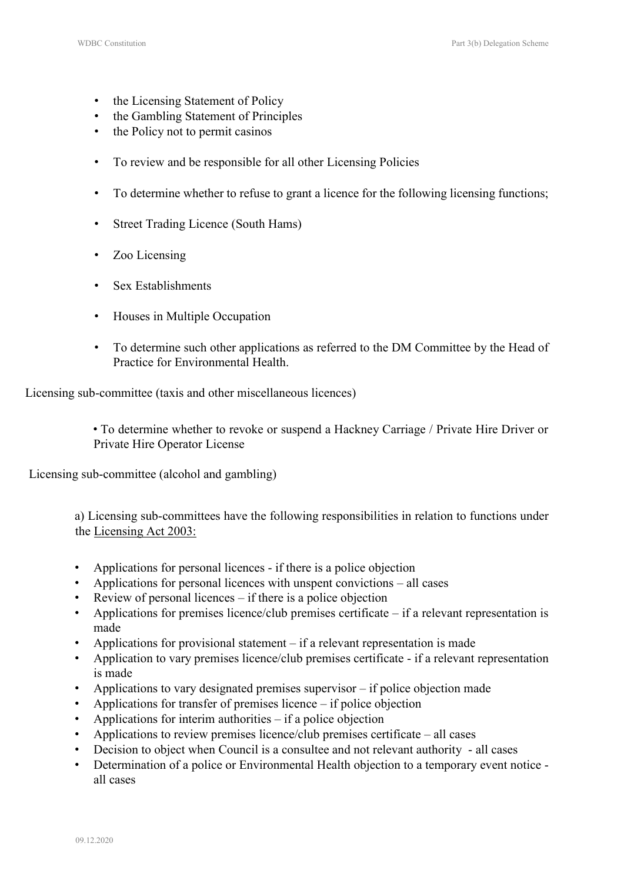- the Licensing Statement of Policy
- the Gambling Statement of Principles
- the Policy not to permit casinos

- To review and be responsible for all other Licensing Policies

- To determine whether to refuse to grant a licence for the following licensing functions;

- Street Trading Licence (South Hams)

- Zoo Licensing

- Sex Establishments

- Houses in Multiple Occupation

- To determine such other applications as referred to the DM Committee by the Head of Practice for Environmental Health.

Licensing sub-committee (taxis and other miscellaneous licences)

- To determine whether to revoke or suspend a Hackney Carriage / Private Hire Driver or Private Hire Operator License

Licensing sub-committee (alcohol and gambling)

a) Licensing sub-committees have the following responsibilities in relation to functions under the Licensing Act 2003:

- Applications for personal licences - if there is a police objection
- Applications for personal licences with unspent convictions – all cases
- Review of personal licences – if there is a police objection
- Applications for premises licence/club premises certificate – if a relevant representation is made
- Applications for provisional statement – if a relevant representation is made
- Application to vary premises licence/club premises certificate - if a relevant representation is made
- Applications to vary designated premises supervisor – if police objection made
- Applications for transfer of premises licence – if police objection
- Applications for interim authorities – if a police objection
- Applications to review premises licence/club premises certificate – all cases
- Decision to object when Council is a consultee and not relevant authority - all cases
- Determination of a police or Environmental Health objection to a temporary event notice - all cases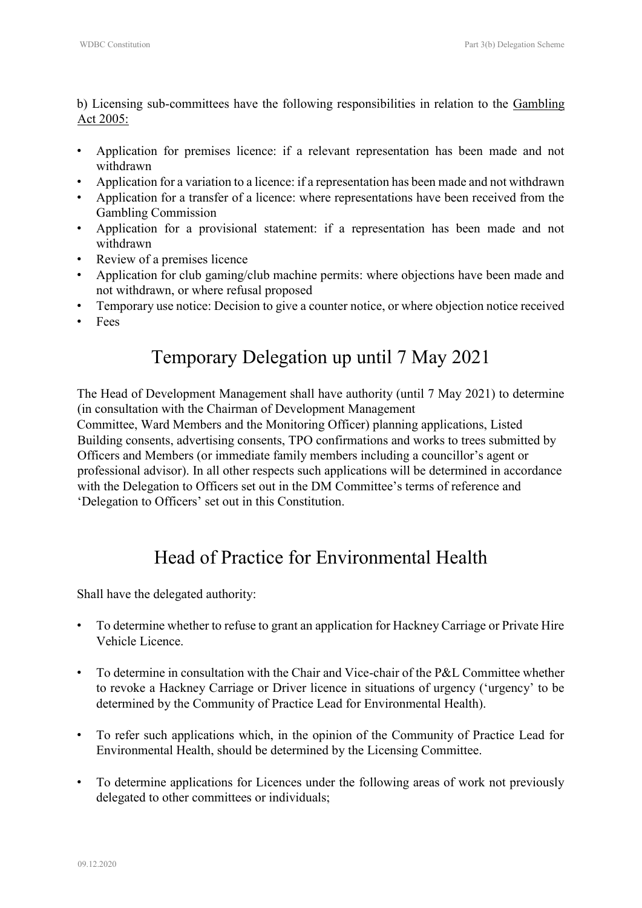b) Licensing sub-committees have the following responsibilities in relation to the Gambling Act 2005:

- Application for premises licence: if a relevant representation has been made and not withdrawn
- Application for a variation to a licence: if a representation has been made and not withdrawn
- Application for a transfer of a licence: where representations have been received from the Gambling Commission
- Application for a provisional statement: if a representation has been made and not withdrawn
- Review of a premises licence
- Application for club gaming/club machine permits: where objections have been made and not withdrawn, or where refusal proposed
- Temporary use notice: Decision to give a counter notice, or where objection notice received
- Fees

# Temporary Delegation up until 7 May 2021

The Head of Development Management shall have authority (until 7 May 2021) to determine (in consultation with the Chairman of Development Management Committee, Ward Members and the Monitoring Officer) planning applications, Listed Building consents, advertising consents, TPO confirmations and works to trees submitted by Officers and Members (or immediate family members including a councillor's agent or professional advisor). In all other respects such applications will be determined in accordance with the Delegation to Officers set out in the DM Committee's terms of reference and 'Delegation to Officers' set out in this Constitution.

# Head of Practice for Environmental Health

Shall have the delegated authority:

- To determine whether to refuse to grant an application for Hackney Carriage or Private Hire Vehicle Licence.

- To determine in consultation with the Chair and Vice-chair of the P&L Committee whether to revoke a Hackney Carriage or Driver licence in situations of urgency ('urgency' to be determined by the Community of Practice Lead for Environmental Health).

- To refer such applications which, in the opinion of the Community of Practice Lead for Environmental Health, should be determined by the Licensing Committee.

- To determine applications for Licences under the following areas of work not previously delegated to other committees or individuals;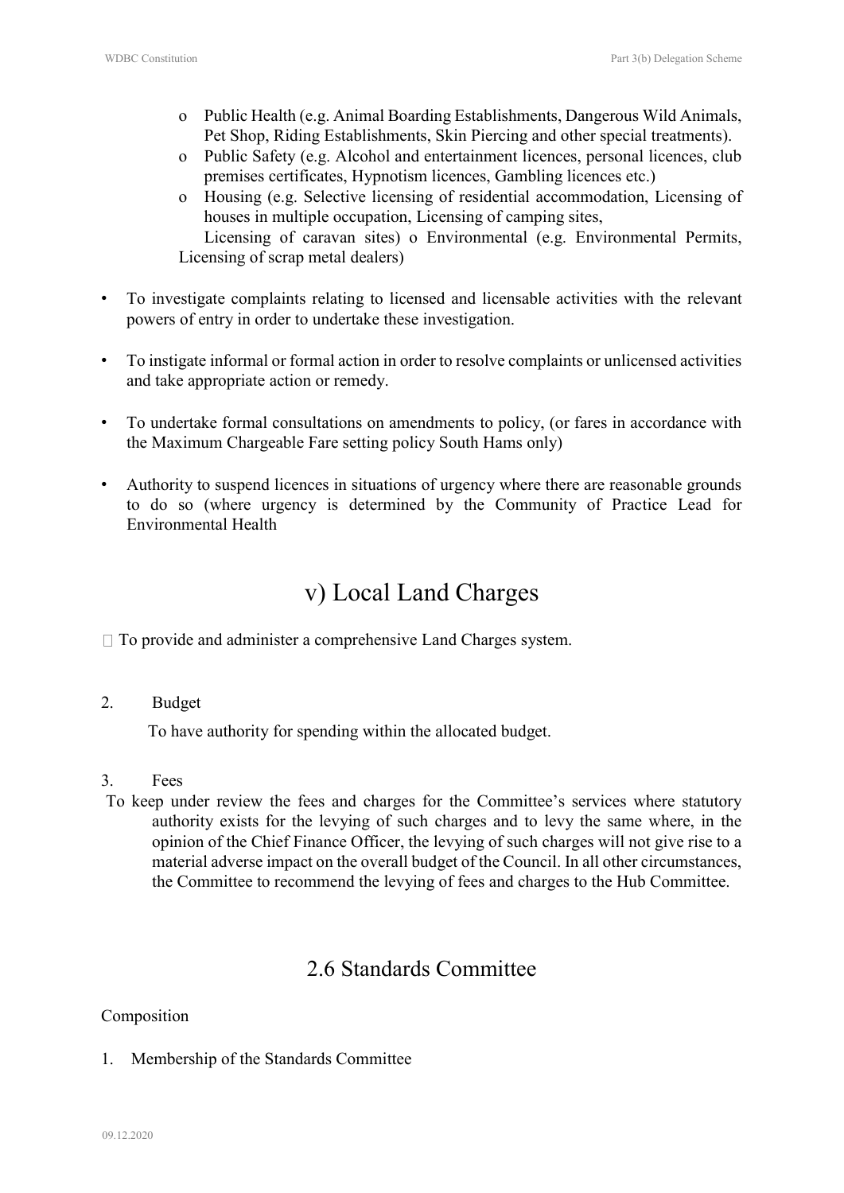- o Public Health (e.g. Animal Boarding Establishments, Dangerous Wild Animals, Pet Shop, Riding Establishments, Skin Piercing and other special treatments).
- o Public Safety (e.g. Alcohol and entertainment licences, personal licences, club premises certificates, Hypnotism licences, Gambling licences etc.)
- o Housing (e.g. Selective licensing of residential accommodation, Licensing of houses in multiple occupation, Licensing of camping sites, Licensing of caravan sites) o Environmental (e.g. Environmental Permits, Licensing of scrap metal dealers)

- To investigate complaints relating to licensed and licensable activities with the relevant powers of entry in order to undertake these investigation.
- To instigate informal or formal action in order to resolve complaints or unlicensed activities and take appropriate action or remedy.
- To undertake formal consultations on amendments to policy, (or fares in accordance with the Maximum Chargeable Fare setting policy South Hams only)
- Authority to suspend licences in situations of urgency where there are reasonable grounds to do so (where urgency is determined by the Community of Practice Lead for Environmental Health

## v) Local Land Charges

- To provide and administer a comprehensive Land Charges system.

2. Budget

To have authority for spending within the allocated budget.

3. Fees

To keep under review the fees and charges for the Committee's services where statutory authority exists for the levying of such charges and to levy the same where, in the opinion of the Chief Finance Officer, the levying of such charges will not give rise to a material adverse impact on the overall budget of the Council. In all other circumstances, the Committee to recommend the levying of fees and charges to the Hub Committee.

## 2.6 Standards Committee

Composition

1. Membership of the Standards Committee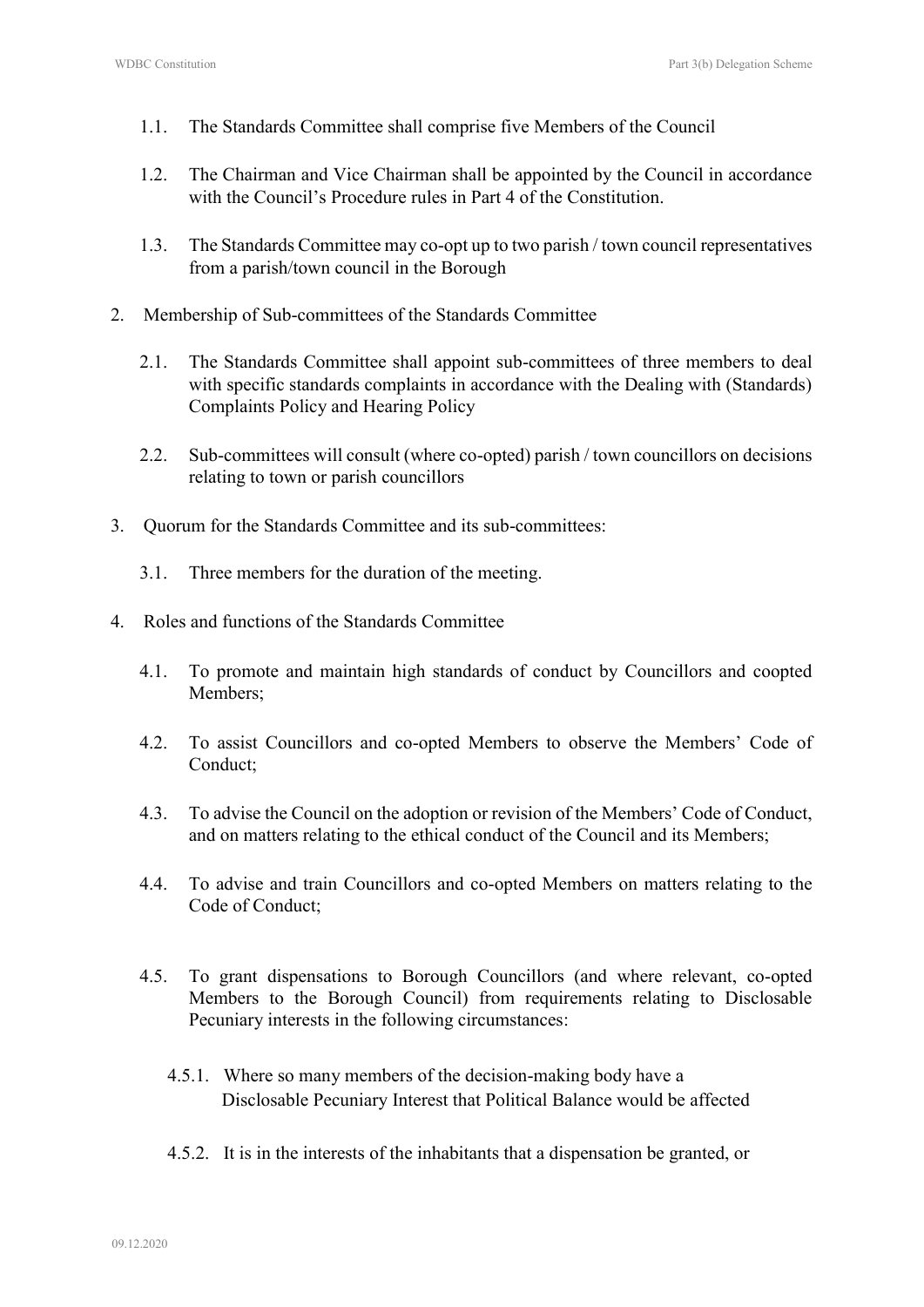1.1. The Standards Committee shall comprise five Members of the Council

1.2. The Chairman and Vice Chairman shall be appointed by the Council in accordance with the Council's Procedure rules in Part 4 of the Constitution.

1.3. The Standards Committee may co-opt up to two parish / town council representatives from a parish/town council in the Borough

2. Membership of Sub-committees of the Standards Committee

   2.1. The Standards Committee shall appoint sub-committees of three members to deal with specific standards complaints in accordance with the Dealing with (Standards) Complaints Policy and Hearing Policy

   2.2. Sub-committees will consult (where co-opted) parish / town councillors on decisions relating to town or parish councillors

3. Quorum for the Standards Committee and its sub-committees:

   3.1. Three members for the duration of the meeting.

4. Roles and functions of the Standards Committee

   4.1. To promote and maintain high standards of conduct by Councillors and coopted Members;

   4.2. To assist Councillors and co-opted Members to observe the Members' Code of Conduct;

   4.3. To advise the Council on the adoption or revision of the Members' Code of Conduct, and on matters relating to the ethical conduct of the Council and its Members;

   4.4. To advise and train Councillors and co-opted Members on matters relating to the Code of Conduct;

   4.5. To grant dispensations to Borough Councillors (and where relevant, co-opted Members to the Borough Council) from requirements relating to Disclosable Pecuniary interests in the following circumstances:

      4.5.1. Where so many members of the decision-making body have a Disclosable Pecuniary Interest that Political Balance would be affected

      4.5.2. It is in the interests of the inhabitants that a dispensation be granted, or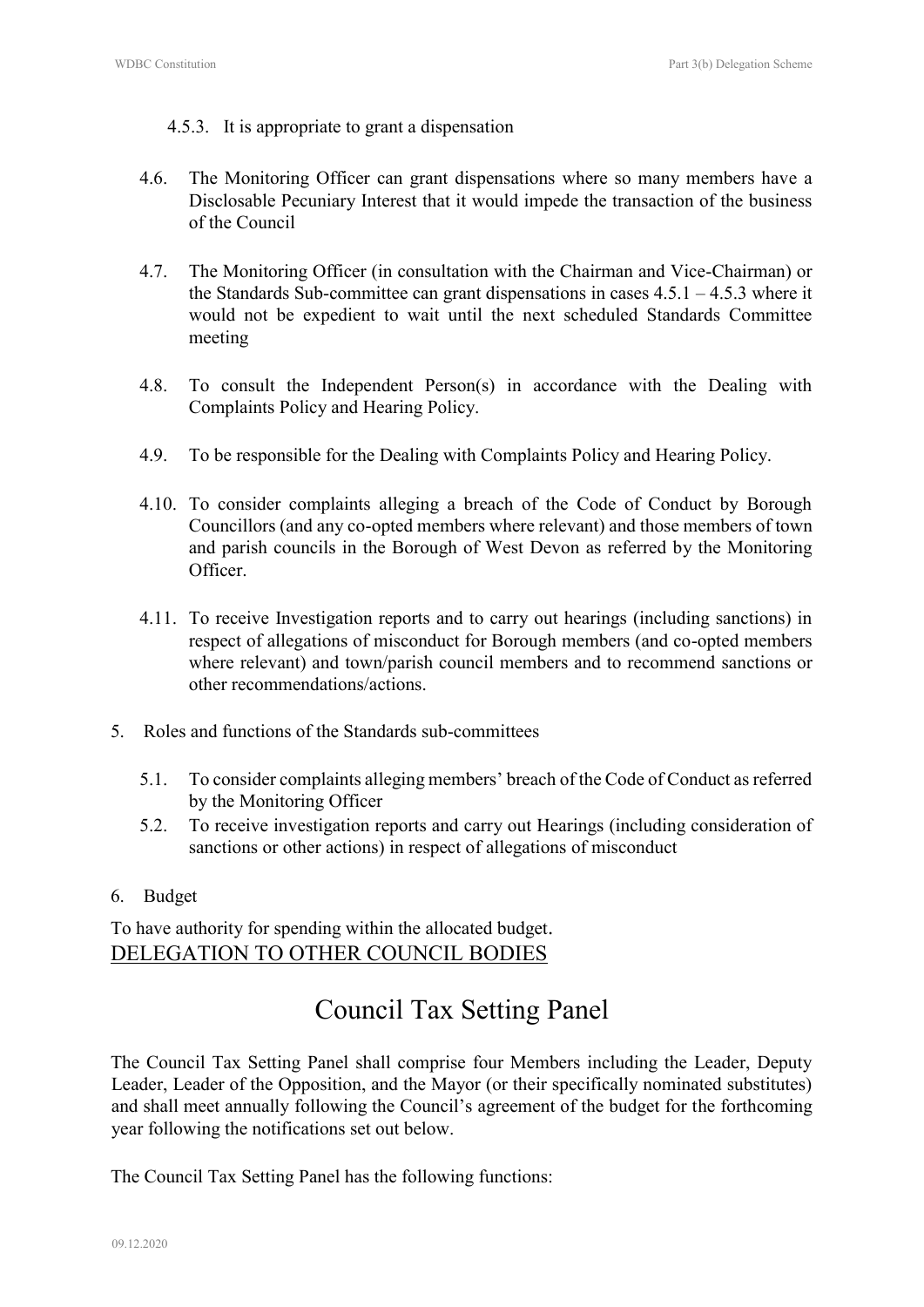4.5.3. It is appropriate to grant a dispensation

4.6. The Monitoring Officer can grant dispensations where so many members have a Disclosable Pecuniary Interest that it would impede the transaction of the business of the Council

4.7. The Monitoring Officer (in consultation with the Chairman and Vice-Chairman) or the Standards Sub-committee can grant dispensations in cases 4.5.1 – 4.5.3 where it would not be expedient to wait until the next scheduled Standards Committee meeting

4.8. To consult the Independent Person(s) in accordance with the Dealing with Complaints Policy and Hearing Policy.

4.9. To be responsible for the Dealing with Complaints Policy and Hearing Policy.

4.10. To consider complaints alleging a breach of the Code of Conduct by Borough Councillors (and any co-opted members where relevant) and those members of town and parish councils in the Borough of West Devon as referred by the Monitoring Officer.

4.11. To receive Investigation reports and to carry out hearings (including sanctions) in respect of allegations of misconduct for Borough members (and co-opted members where relevant) and town/parish council members and to recommend sanctions or other recommendations/actions.

5. Roles and functions of the Standards sub-committees

5.1. To consider complaints alleging members' breach of the Code of Conduct as referred by the Monitoring Officer

5.2. To receive investigation reports and carry out Hearings (including consideration of sanctions or other actions) in respect of allegations of misconduct

6. Budget

To have authority for spending within the allocated budget.

<u>DELEGATION TO OTHER COUNCIL BODIES</u>

# Council Tax Setting Panel

The Council Tax Setting Panel shall comprise four Members including the Leader, Deputy Leader, Leader of the Opposition, and the Mayor (or their specifically nominated substitutes) and shall meet annually following the Council's agreement of the budget for the forthcoming year following the notifications set out below.

The Council Tax Setting Panel has the following functions: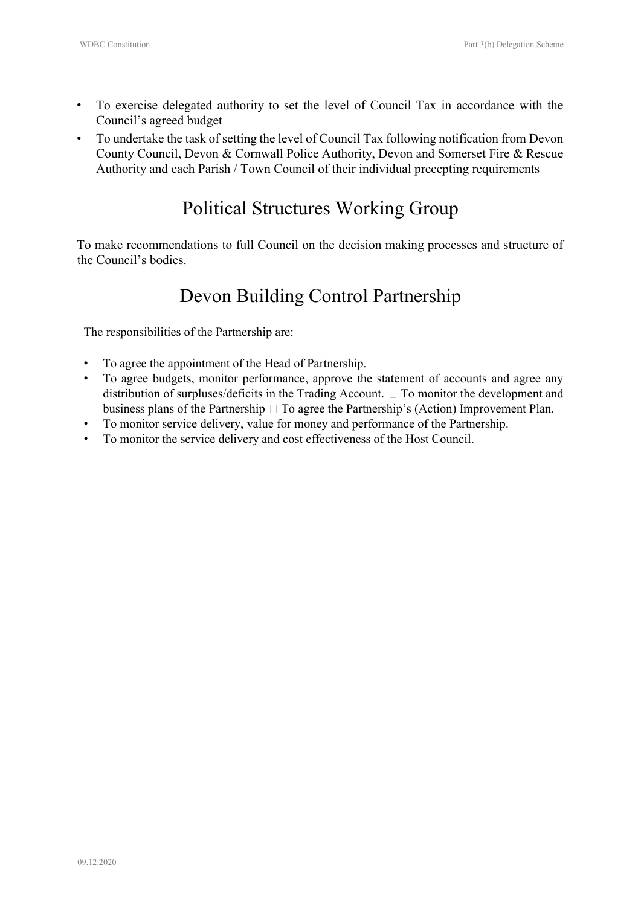- To exercise delegated authority to set the level of Council Tax in accordance with the Council's agreed budget
- To undertake the task of setting the level of Council Tax following notification from Devon County Council, Devon & Cornwall Police Authority, Devon and Somerset Fire & Rescue Authority and each Parish / Town Council of their individual precepting requirements

## Political Structures Working Group

To make recommendations to full Council on the decision making processes and structure of the Council's bodies.

## Devon Building Control Partnership

The responsibilities of the Partnership are:

- To agree the appointment of the Head of Partnership.
- To agree budgets, monitor performance, approve the statement of accounts and agree any distribution of surpluses/deficits in the Trading Account.  To monitor the development and business plans of the Partnership  To agree the Partnership's (Action) Improvement Plan.
- To monitor service delivery, value for money and performance of the Partnership.
- To monitor the service delivery and cost effectiveness of the Host Council.